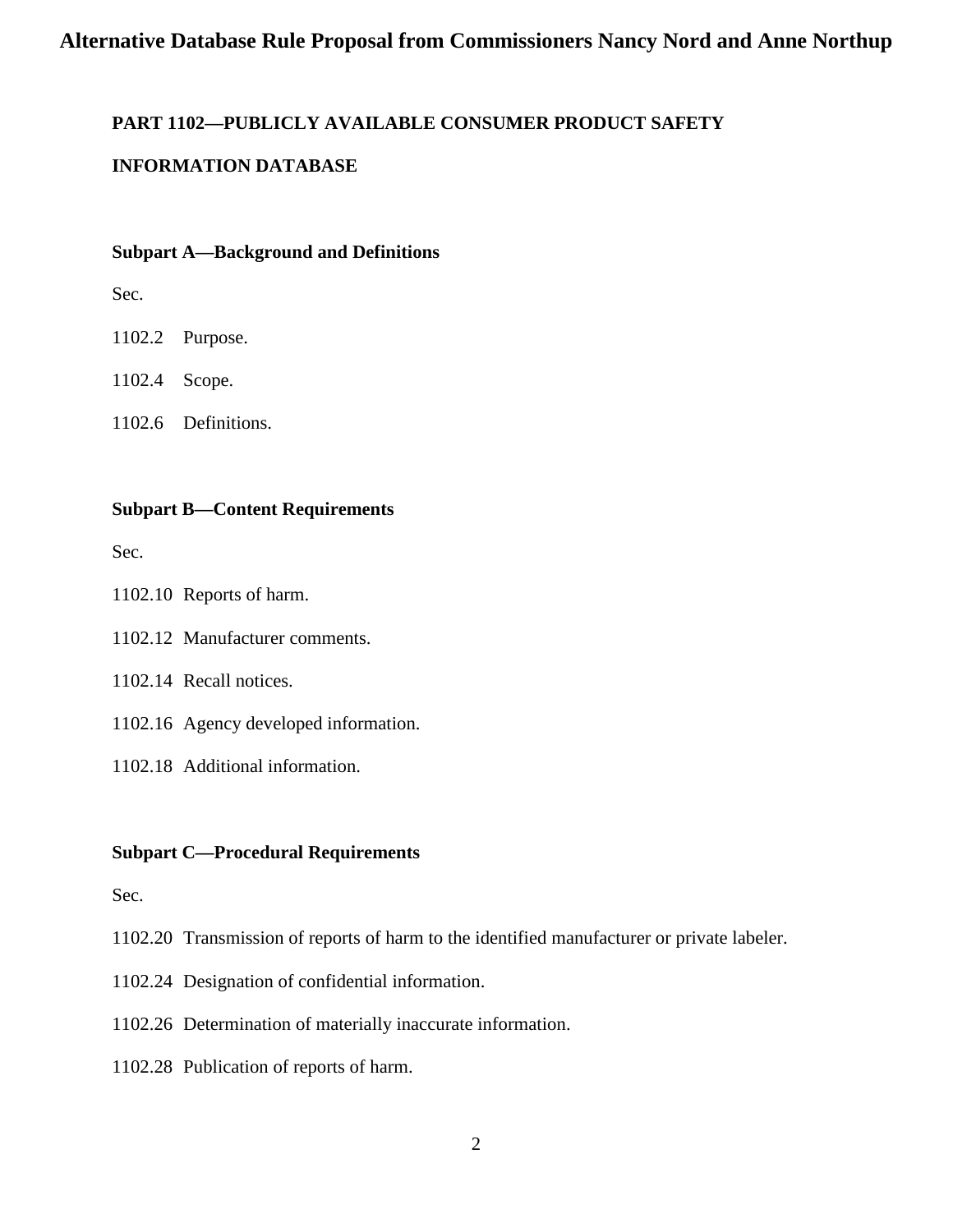# Alternative Database Rule Proposal from Commissioners Nancy Nord and Anne Northup

**PART 1102—PUBLICLY AVAILABLE CONSUMER PRODUCT SAFETY INFORMATION DATABASE**

**Subpart A—Background and Definitions**

Sec.

1102.2 Purpose.

1102.4 Scope.

1102.6 Definitions.

**Subpart B—Content Requirements**

Sec.

1102.10 Reports of harm.

1102.12 Manufacturer comments.

1102.14 Recall notices.

1102.16 Agency developed information.

1102.18 Additional information.

**Subpart C—Procedural Requirements**

Sec.

1102.20 Transmission of reports of harm to the identified manufacturer or private labeler.

1102.24 Designation of confidential information.

1102.26 Determination of materially inaccurate information.

1102.28 Publication of reports of harm.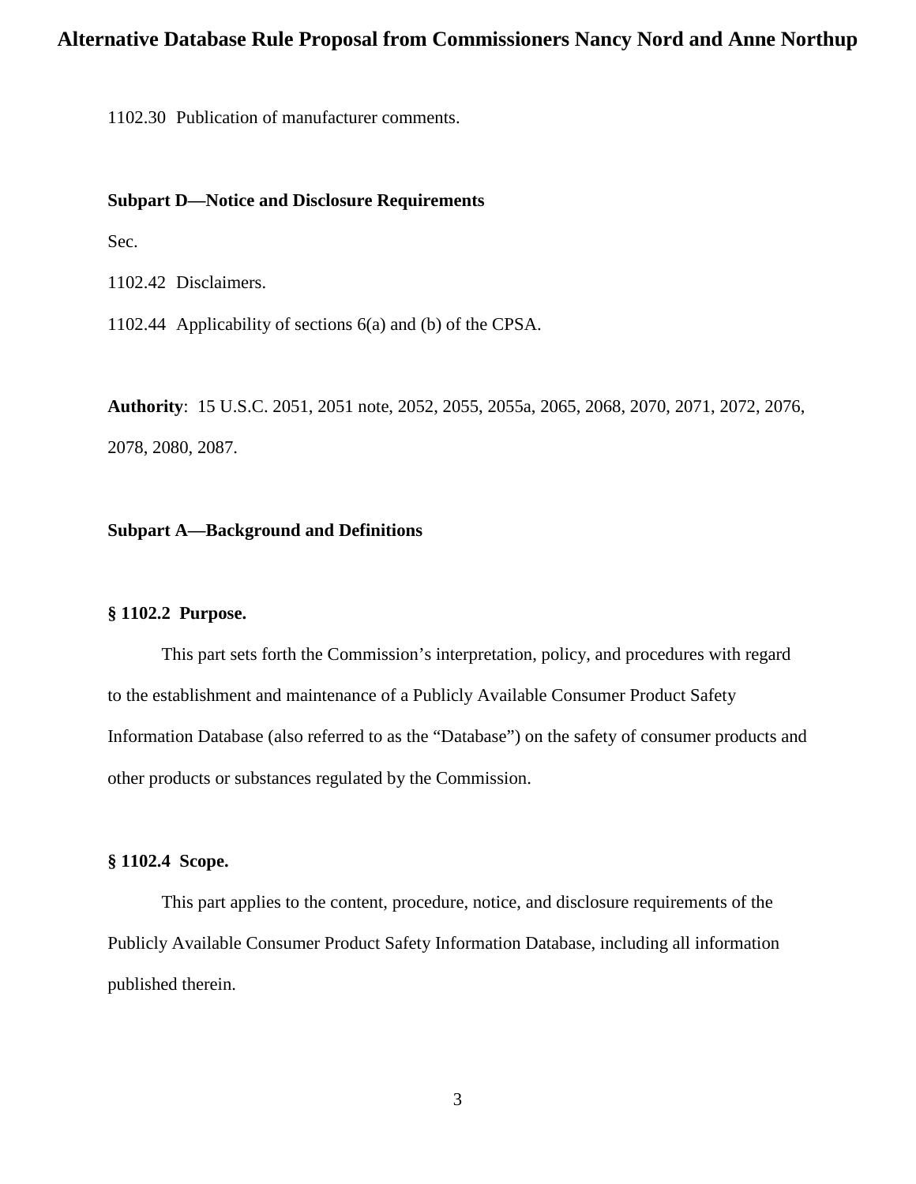1102.30 Publication of manufacturer comments.

**Subpart D—Notice and Disclosure Requirements**

Sec.

1102.42 Disclaimers.

1102.44 Applicability of sections 6(a) and (b) of the CPSA.

**Authority**: 15 U.S.C. 2051, 2051 note, 2052, 2055, 2055a, 2065, 2068, 2070, 2071, 2072, 2076, 2078, 2080, 2087.

**Subpart A—Background and Definitions**

**§ 1102.2 Purpose.**

This part sets forth the Commission's interpretation, policy, and procedures with regard to the establishment and maintenance of a Publicly Available Consumer Product Safety Information Database (also referred to as the "Database") on the safety of consumer products and other products or substances regulated by the Commission.

**§ 1102.4 Scope.**

This part applies to the content, procedure, notice, and disclosure requirements of the Publicly Available Consumer Product Safety Information Database, including all information published therein.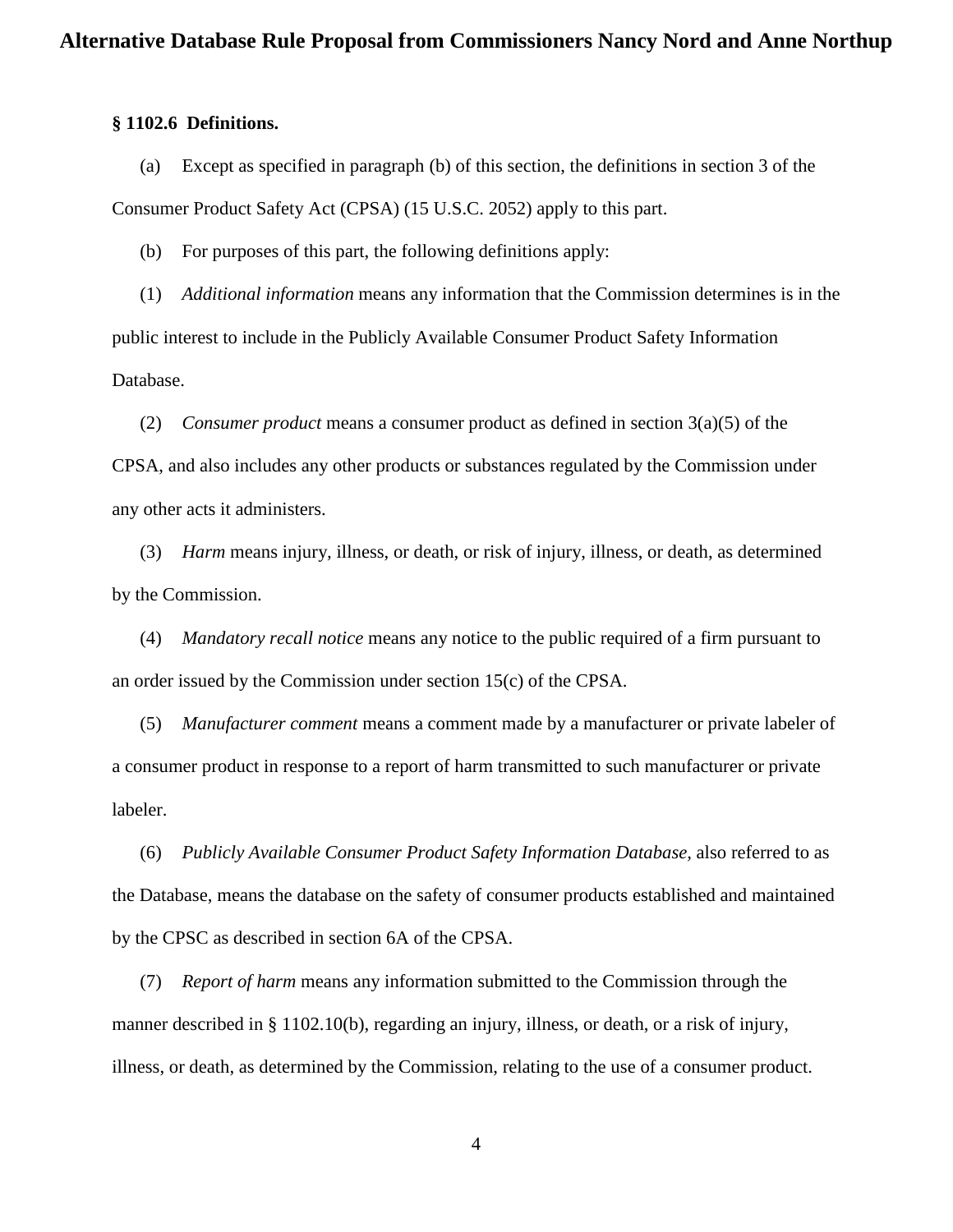**§ 1102.6 Definitions.**

(a) Except as specified in paragraph (b) of this section, the definitions in section 3 of the Consumer Product Safety Act (CPSA) (15 U.S.C. 2052) apply to this part.

(b) For purposes of this part, the following definitions apply:

(1) *Additional information* means any information that the Commission determines is in the public interest to include in the Publicly Available Consumer Product Safety Information Database.

(2) *Consumer product* means a consumer product as defined in section 3(a)(5) of the CPSA, and also includes any other products or substances regulated by the Commission under any other acts it administers.

(3) *Harm* means injury, illness, or death, or risk of injury, illness, or death, as determined by the Commission.

(4) *Mandatory recall notice* means any notice to the public required of a firm pursuant to an order issued by the Commission under section 15(c) of the CPSA.

(5) *Manufacturer comment* means a comment made by a manufacturer or private labeler of a consumer product in response to a report of harm transmitted to such manufacturer or private labeler.

(6) *Publicly Available Consumer Product Safety Information Database*, also referred to as the Database, means the database on the safety of consumer products established and maintained by the CPSC as described in section 6A of the CPSA.

(7) *Report of harm* means any information submitted to the Commission through the manner described in § 1102.10(b), regarding an injury, illness, or death, or a risk of injury, illness, or death, as determined by the Commission, relating to the use of a consumer product.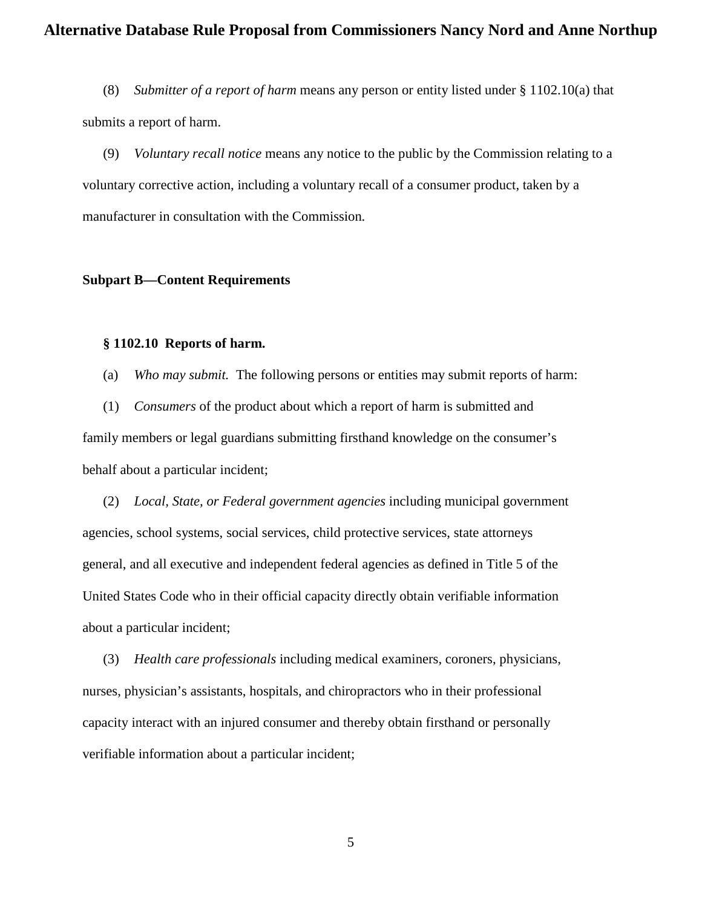(8) *Submitter of a report of harm* means any person or entity listed under § 1102.10(a) that submits a report of harm.

(9) *Voluntary recall notice* means any notice to the public by the Commission relating to a voluntary corrective action, including a voluntary recall of a consumer product, taken by a manufacturer in consultation with the Commission.

## Subpart B—Content Requirements

### § 1102.10 Reports of harm.

(a) *Who may submit.* The following persons or entities may submit reports of harm:

(1) *Consumers* of the product about which a report of harm is submitted and family members or legal guardians submitting firsthand knowledge on the consumer's behalf about a particular incident;

(2) *Local, State, or Federal government agencies* including municipal government agencies, school systems, social services, child protective services, state attorneys general, and all executive and independent federal agencies as defined in Title 5 of the United States Code who in their official capacity directly obtain verifiable information about a particular incident;

(3) *Health care professionals* including medical examiners, coroners, physicians, nurses, physician's assistants, hospitals, and chiropractors who in their professional capacity interact with an injured consumer and thereby obtain firsthand or personally verifiable information about a particular incident;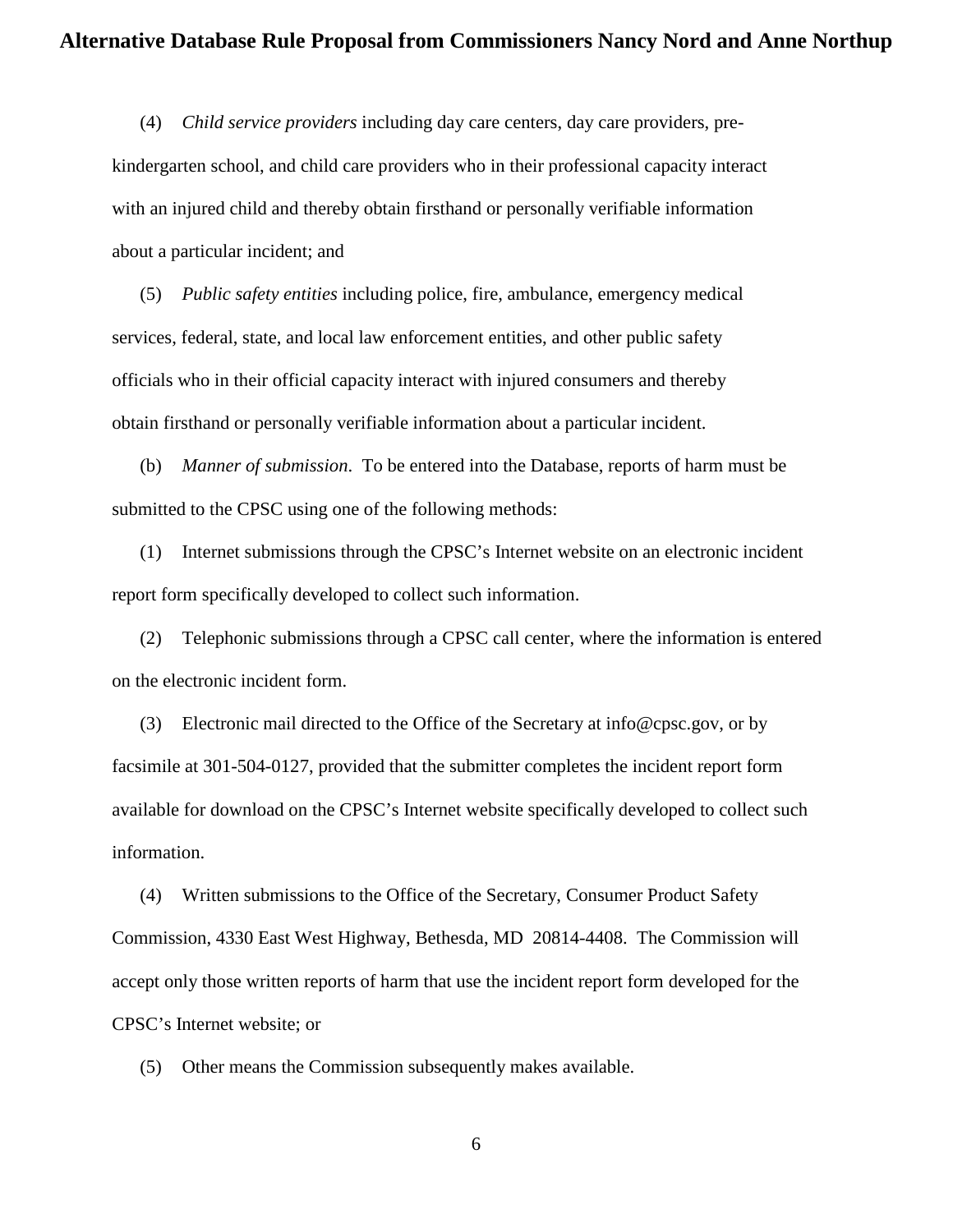(4) *Child service providers* including day care centers, day care providers, pre-kindergarten school, and child care providers who in their professional capacity interact with an injured child and thereby obtain firsthand or personally verifiable information about a particular incident; and

(5) *Public safety entities* including police, fire, ambulance, emergency medical services, federal, state, and local law enforcement entities, and other public safety officials who in their official capacity interact with injured consumers and thereby obtain firsthand or personally verifiable information about a particular incident.

(b) *Manner of submission.* To be entered into the Database, reports of harm must be submitted to the CPSC using one of the following methods:

(1) Internet submissions through the CPSC's Internet website on an electronic incident report form specifically developed to collect such information.

(2) Telephonic submissions through a CPSC call center, where the information is entered on the electronic incident form.

(3) Electronic mail directed to the Office of the Secretary at info@cpsc.gov, or by facsimile at 301-504-0127, provided that the submitter completes the incident report form available for download on the CPSC's Internet website specifically developed to collect such information.

(4) Written submissions to the Office of the Secretary, Consumer Product Safety Commission, 4330 East West Highway, Bethesda, MD 20814-4408. The Commission will accept only those written reports of harm that use the incident report form developed for the CPSC's Internet website; or

(5) Other means the Commission subsequently makes available.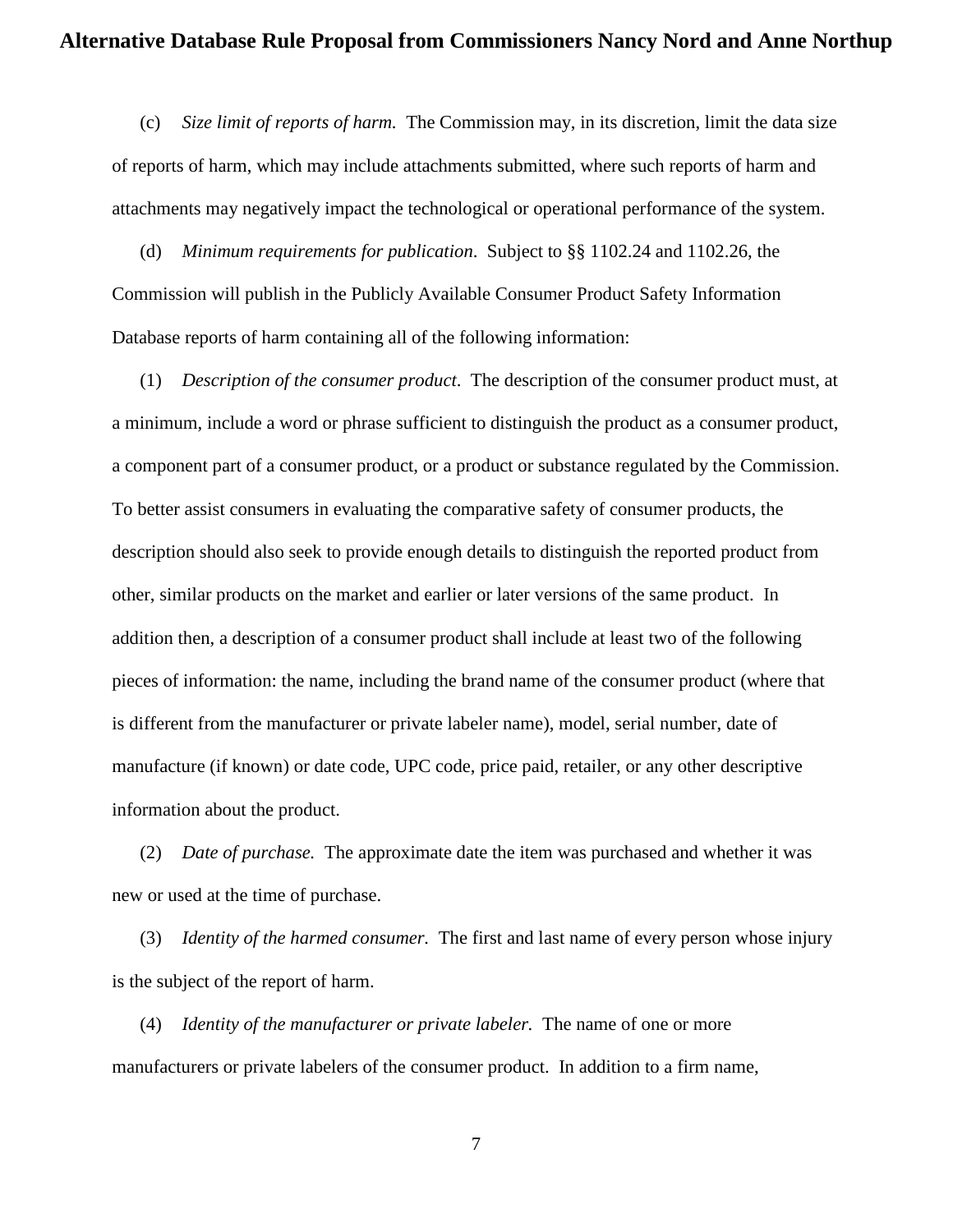(c) *Size limit of reports of harm.* The Commission may, in its discretion, limit the data size of reports of harm, which may include attachments submitted, where such reports of harm and attachments may negatively impact the technological or operational performance of the system.

(d) *Minimum requirements for publication*. Subject to §§ 1102.24 and 1102.26, the Commission will publish in the Publicly Available Consumer Product Safety Information Database reports of harm containing all of the following information:

(1) *Description of the consumer product*. The description of the consumer product must, at a minimum, include a word or phrase sufficient to distinguish the product as a consumer product, a component part of a consumer product, or a product or substance regulated by the Commission. To better assist consumers in evaluating the comparative safety of consumer products, the description should also seek to provide enough details to distinguish the reported product from other, similar products on the market and earlier or later versions of the same product. In addition then, a description of a consumer product shall include at least two of the following pieces of information: the name, including the brand name of the consumer product (where that is different from the manufacturer or private labeler name), model, serial number, date of manufacture (if known) or date code, UPC code, price paid, retailer, or any other descriptive information about the product.

(2) *Date of purchase.* The approximate date the item was purchased and whether it was new or used at the time of purchase.

(3) *Identity of the harmed consumer.* The first and last name of every person whose injury is the subject of the report of harm.

(4) *Identity of the manufacturer or private labeler.* The name of one or more manufacturers or private labelers of the consumer product. In addition to a firm name,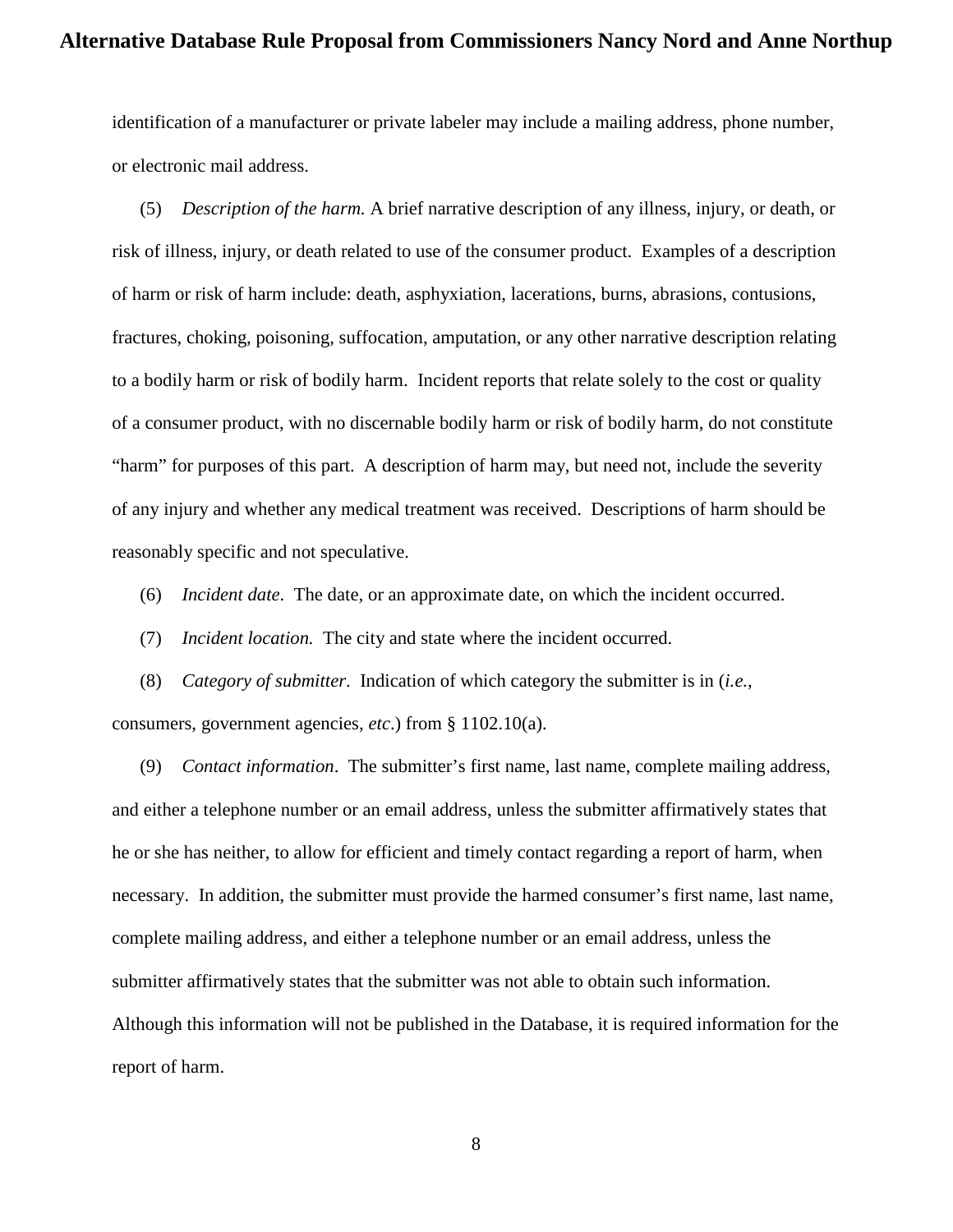identification of a manufacturer or private labeler may include a mailing address, phone number, or electronic mail address.

(5) *Description of the harm.* A brief narrative description of any illness, injury, or death, or risk of illness, injury, or death related to use of the consumer product. Examples of a description of harm or risk of harm include: death, asphyxiation, lacerations, burns, abrasions, contusions, fractures, choking, poisoning, suffocation, amputation, or any other narrative description relating to a bodily harm or risk of bodily harm. Incident reports that relate solely to the cost or quality of a consumer product, with no discernable bodily harm or risk of bodily harm, do not constitute "harm" for purposes of this part. A description of harm may, but need not, include the severity of any injury and whether any medical treatment was received. Descriptions of harm should be reasonably specific and not speculative.

(6) *Incident date*. The date, or an approximate date, on which the incident occurred.

(7) *Incident location.* The city and state where the incident occurred.

(8) *Category of submitter*. Indication of which category the submitter is in (*i.e.*, consumers, government agencies, *etc*.) from § 1102.10(a).

(9) *Contact information*. The submitter's first name, last name, complete mailing address, and either a telephone number or an email address, unless the submitter affirmatively states that he or she has neither, to allow for efficient and timely contact regarding a report of harm, when necessary. In addition, the submitter must provide the harmed consumer's first name, last name, complete mailing address, and either a telephone number or an email address, unless the submitter affirmatively states that the submitter was not able to obtain such information. Although this information will not be published in the Database, it is required information for the report of harm.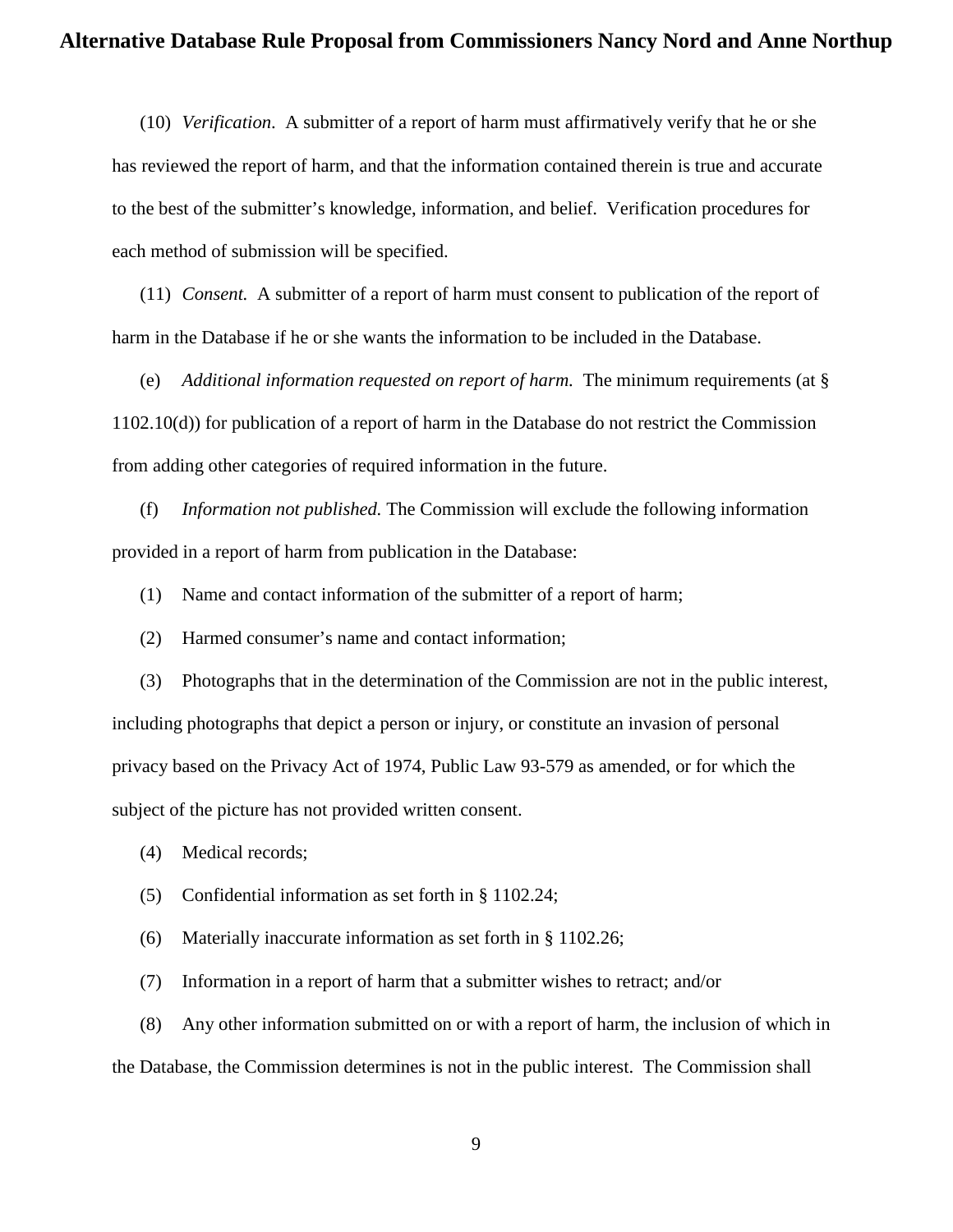(10) *Verification*. A submitter of a report of harm must affirmatively verify that he or she has reviewed the report of harm, and that the information contained therein is true and accurate to the best of the submitter's knowledge, information, and belief. Verification procedures for each method of submission will be specified.

(11) *Consent.* A submitter of a report of harm must consent to publication of the report of harm in the Database if he or she wants the information to be included in the Database.

(e) *Additional information requested on report of harm.* The minimum requirements (at § 1102.10(d)) for publication of a report of harm in the Database do not restrict the Commission from adding other categories of required information in the future.

(f) *Information not published.* The Commission will exclude the following information provided in a report of harm from publication in the Database:

(1) Name and contact information of the submitter of a report of harm;

(2) Harmed consumer's name and contact information;

(3) Photographs that in the determination of the Commission are not in the public interest, including photographs that depict a person or injury, or constitute an invasion of personal privacy based on the Privacy Act of 1974, Public Law 93-579 as amended, or for which the subject of the picture has not provided written consent.

(4) Medical records;

(5) Confidential information as set forth in § 1102.24;

(6) Materially inaccurate information as set forth in § 1102.26;

(7) Information in a report of harm that a submitter wishes to retract; and/or

(8) Any other information submitted on or with a report of harm, the inclusion of which in the Database, the Commission determines is not in the public interest. The Commission shall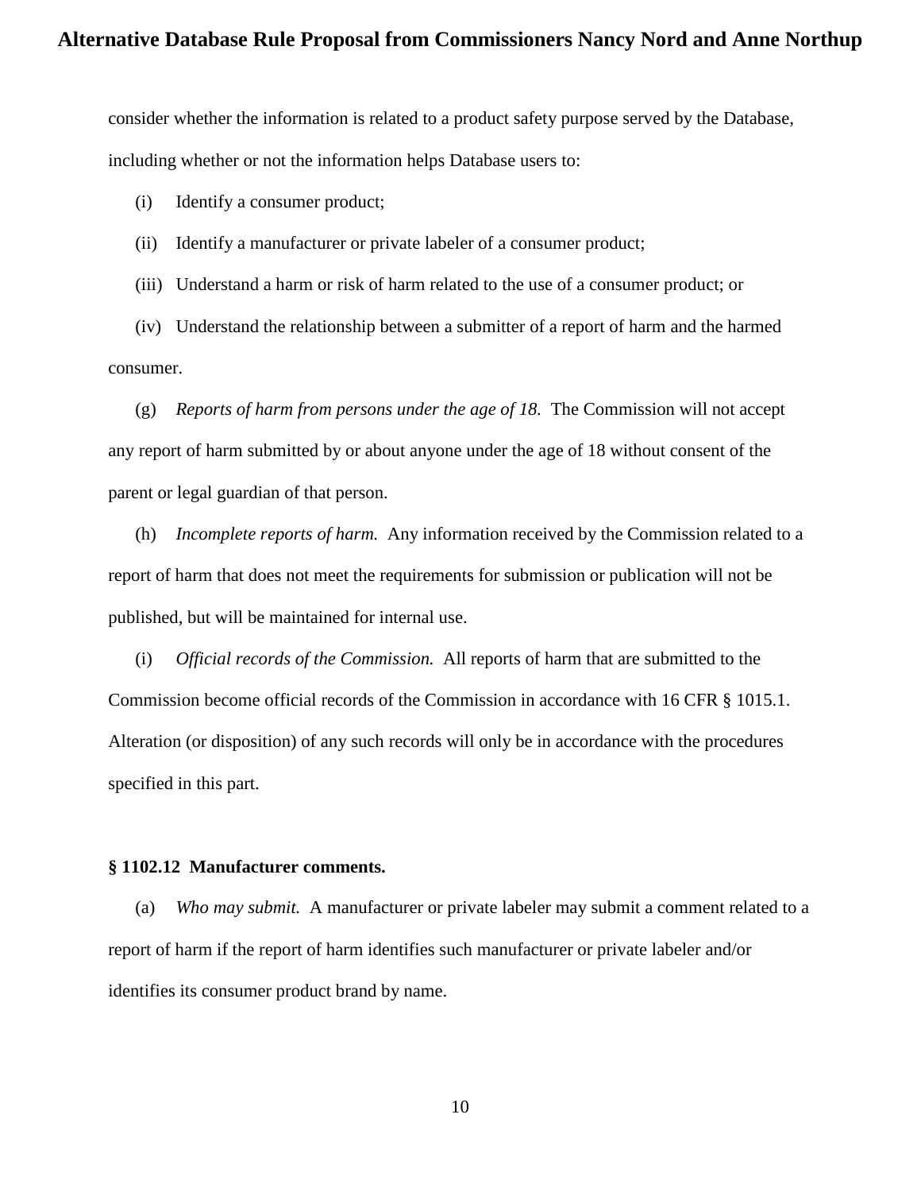consider whether the information is related to a product safety purpose served by the Database, including whether or not the information helps Database users to:

(i) Identify a consumer product;

(ii) Identify a manufacturer or private labeler of a consumer product;

(iii) Understand a harm or risk of harm related to the use of a consumer product; or

(iv) Understand the relationship between a submitter of a report of harm and the harmed consumer.

(g) *Reports of harm from persons under the age of 18.* The Commission will not accept any report of harm submitted by or about anyone under the age of 18 without consent of the parent or legal guardian of that person.

(h) *Incomplete reports of harm.* Any information received by the Commission related to a report of harm that does not meet the requirements for submission or publication will not be published, but will be maintained for internal use.

(i) *Official records of the Commission.* All reports of harm that are submitted to the Commission become official records of the Commission in accordance with 16 CFR § 1015.1. Alteration (or disposition) of any such records will only be in accordance with the procedures specified in this part.

**§ 1102.12 Manufacturer comments.**

(a) *Who may submit.* A manufacturer or private labeler may submit a comment related to a report of harm if the report of harm identifies such manufacturer or private labeler and/or identifies its consumer product brand by name.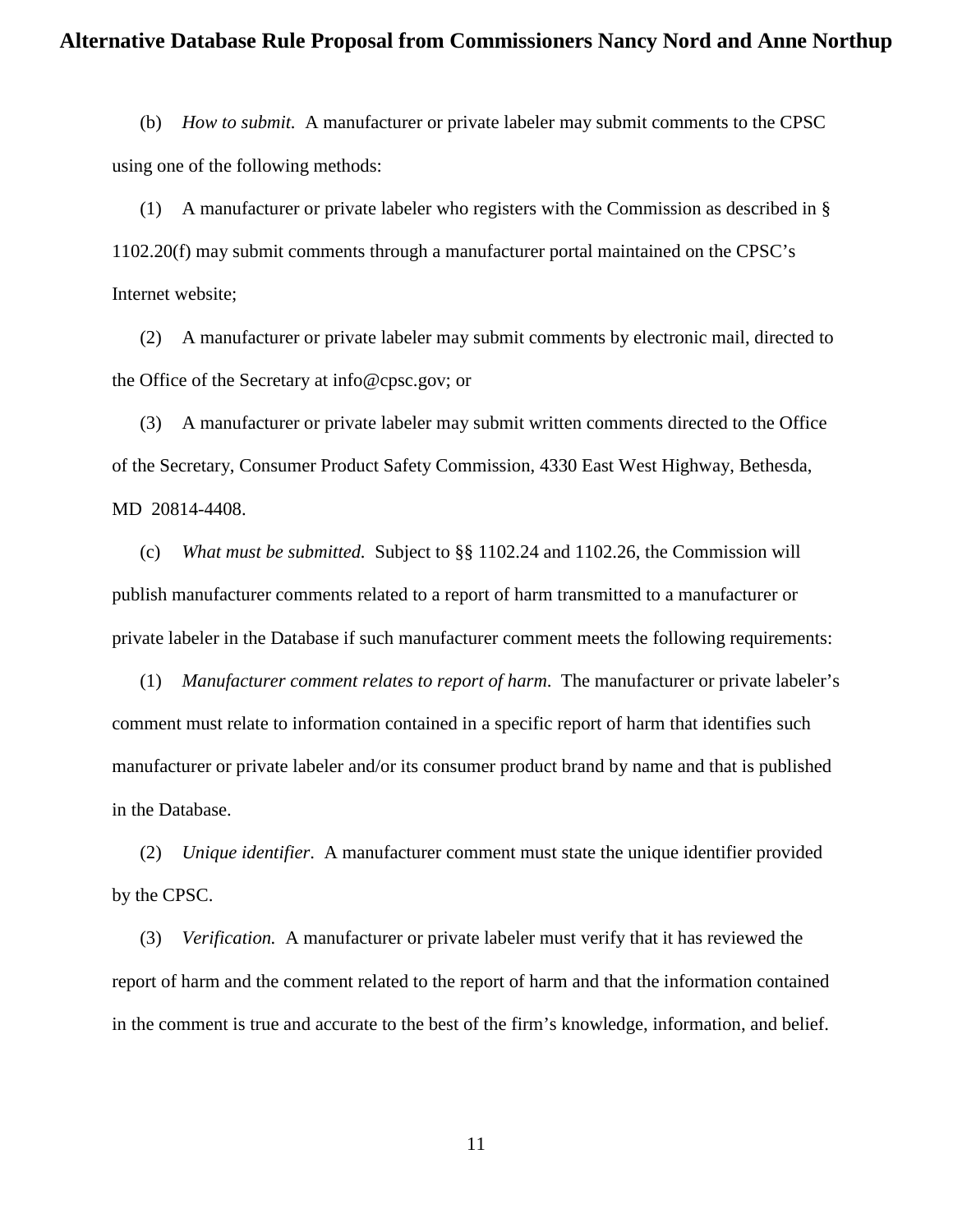(b) *How to submit.* A manufacturer or private labeler may submit comments to the CPSC using one of the following methods:

(1) A manufacturer or private labeler who registers with the Commission as described in § 1102.20(f) may submit comments through a manufacturer portal maintained on the CPSC's Internet website;

(2) A manufacturer or private labeler may submit comments by electronic mail, directed to the Office of the Secretary at info@cpsc.gov; or

(3) A manufacturer or private labeler may submit written comments directed to the Office of the Secretary, Consumer Product Safety Commission, 4330 East West Highway, Bethesda, MD 20814-4408.

(c) *What must be submitted.* Subject to §§ 1102.24 and 1102.26, the Commission will publish manufacturer comments related to a report of harm transmitted to a manufacturer or private labeler in the Database if such manufacturer comment meets the following requirements:

(1) *Manufacturer comment relates to report of harm*. The manufacturer or private labeler's comment must relate to information contained in a specific report of harm that identifies such manufacturer or private labeler and/or its consumer product brand by name and that is published in the Database.

(2) *Unique identifier*. A manufacturer comment must state the unique identifier provided by the CPSC.

(3) *Verification.* A manufacturer or private labeler must verify that it has reviewed the report of harm and the comment related to the report of harm and that the information contained in the comment is true and accurate to the best of the firm's knowledge, information, and belief.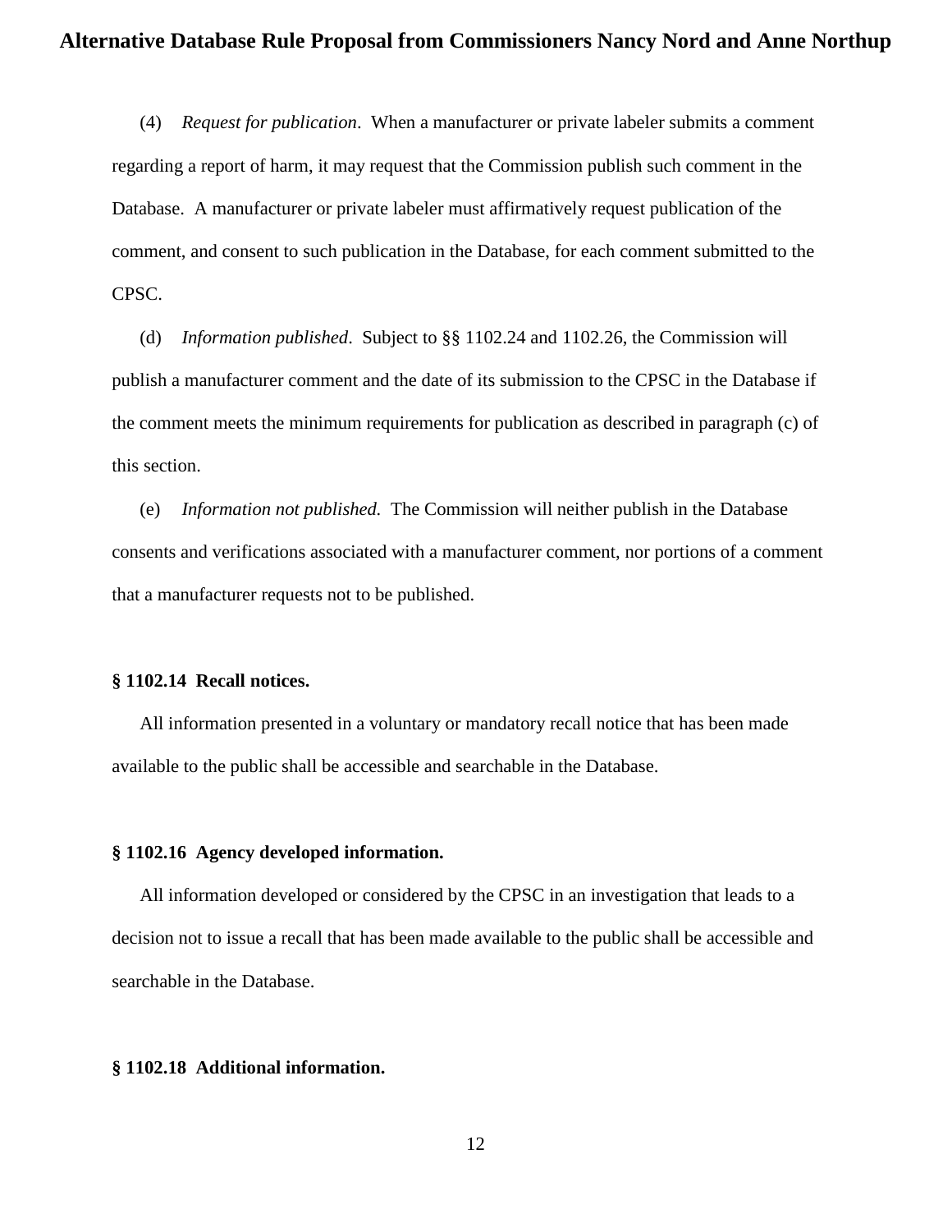(4) *Request for publication*. When a manufacturer or private labeler submits a comment regarding a report of harm, it may request that the Commission publish such comment in the Database. A manufacturer or private labeler must affirmatively request publication of the comment, and consent to such publication in the Database, for each comment submitted to the CPSC.

(d) *Information published*. Subject to §§ 1102.24 and 1102.26, the Commission will publish a manufacturer comment and the date of its submission to the CPSC in the Database if the comment meets the minimum requirements for publication as described in paragraph (c) of this section.

(e) *Information not published.* The Commission will neither publish in the Database consents and verifications associated with a manufacturer comment, nor portions of a comment that a manufacturer requests not to be published.

**§ 1102.14 Recall notices.**

All information presented in a voluntary or mandatory recall notice that has been made available to the public shall be accessible and searchable in the Database.

**§ 1102.16 Agency developed information.**

All information developed or considered by the CPSC in an investigation that leads to a decision not to issue a recall that has been made available to the public shall be accessible and searchable in the Database.

**§ 1102.18 Additional information.**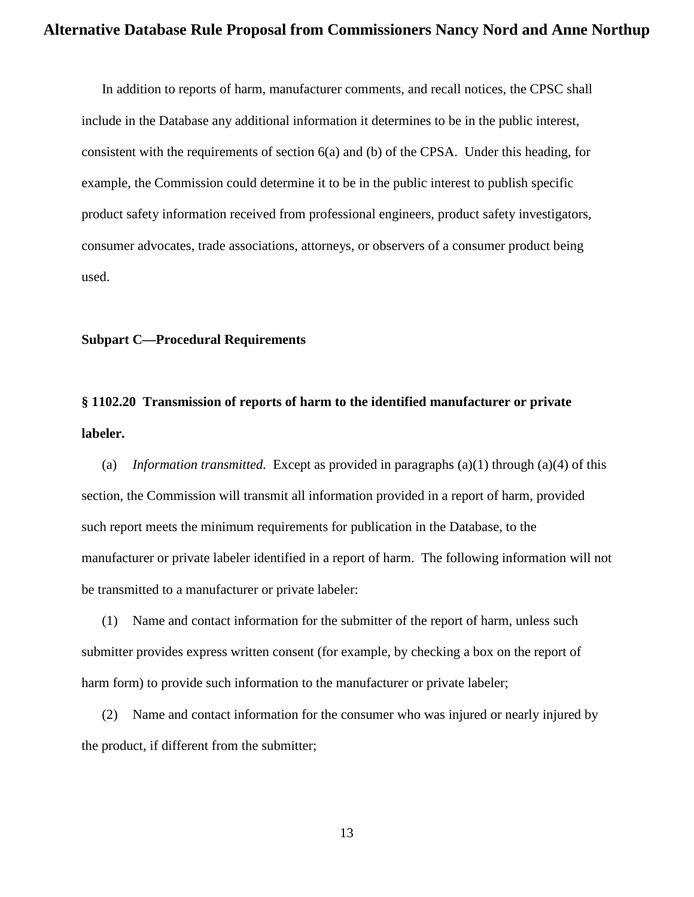In addition to reports of harm, manufacturer comments, and recall notices, the CPSC shall include in the Database any additional information it determines to be in the public interest, consistent with the requirements of section 6(a) and (b) of the CPSA. Under this heading, for example, the Commission could determine it to be in the public interest to publish specific product safety information received from professional engineers, product safety investigators, consumer advocates, trade associations, attorneys, or observers of a consumer product being used.

**Subpart C—Procedural Requirements**

**§ 1102.20 Transmission of reports of harm to the identified manufacturer or private labeler.**

(a) *Information transmitted.* Except as provided in paragraphs (a)(1) through (a)(4) of this section, the Commission will transmit all information provided in a report of harm, provided such report meets the minimum requirements for publication in the Database, to the manufacturer or private labeler identified in a report of harm. The following information will not be transmitted to a manufacturer or private labeler:

(1) Name and contact information for the submitter of the report of harm, unless such submitter provides express written consent (for example, by checking a box on the report of harm form) to provide such information to the manufacturer or private labeler;

(2) Name and contact information for the consumer who was injured or nearly injured by the product, if different from the submitter;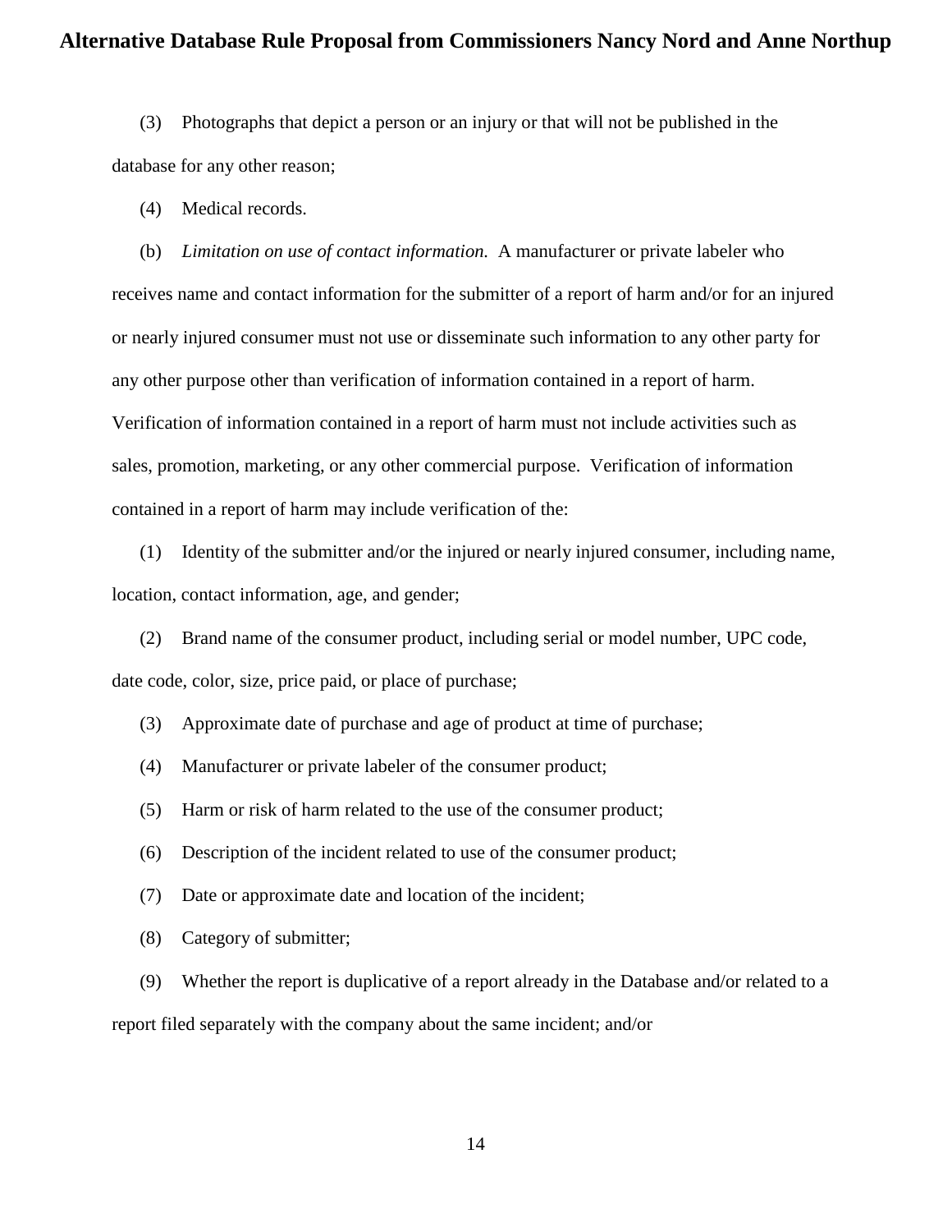(3) Photographs that depict a person or an injury or that will not be published in the database for any other reason;

(4) Medical records.

(b) *Limitation on use of contact information.* A manufacturer or private labeler who receives name and contact information for the submitter of a report of harm and/or for an injured or nearly injured consumer must not use or disseminate such information to any other party for any other purpose other than verification of information contained in a report of harm. Verification of information contained in a report of harm must not include activities such as sales, promotion, marketing, or any other commercial purpose. Verification of information contained in a report of harm may include verification of the:

(1) Identity of the submitter and/or the injured or nearly injured consumer, including name, location, contact information, age, and gender;

(2) Brand name of the consumer product, including serial or model number, UPC code, date code, color, size, price paid, or place of purchase;

(3) Approximate date of purchase and age of product at time of purchase;

(4) Manufacturer or private labeler of the consumer product;

(5) Harm or risk of harm related to the use of the consumer product;

(6) Description of the incident related to use of the consumer product;

(7) Date or approximate date and location of the incident;

(8) Category of submitter;

(9) Whether the report is duplicative of a report already in the Database and/or related to a report filed separately with the company about the same incident; and/or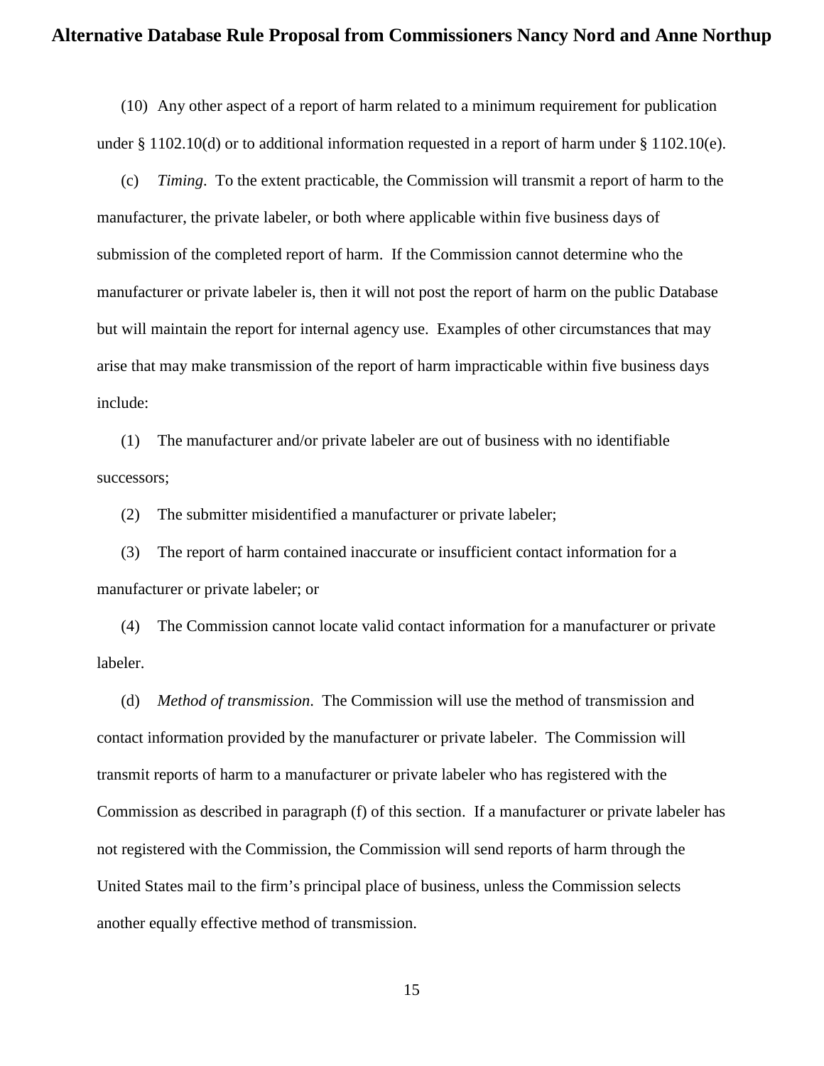(10) Any other aspect of a report of harm related to a minimum requirement for publication under § 1102.10(d) or to additional information requested in a report of harm under § 1102.10(e).

(c) *Timing*. To the extent practicable, the Commission will transmit a report of harm to the manufacturer, the private labeler, or both where applicable within five business days of submission of the completed report of harm. If the Commission cannot determine who the manufacturer or private labeler is, then it will not post the report of harm on the public Database but will maintain the report for internal agency use. Examples of other circumstances that may arise that may make transmission of the report of harm impracticable within five business days include:

(1) The manufacturer and/or private labeler are out of business with no identifiable successors;

(2) The submitter misidentified a manufacturer or private labeler;

(3) The report of harm contained inaccurate or insufficient contact information for a manufacturer or private labeler; or

(4) The Commission cannot locate valid contact information for a manufacturer or private labeler.

(d) *Method of transmission*. The Commission will use the method of transmission and contact information provided by the manufacturer or private labeler. The Commission will transmit reports of harm to a manufacturer or private labeler who has registered with the Commission as described in paragraph (f) of this section. If a manufacturer or private labeler has not registered with the Commission, the Commission will send reports of harm through the United States mail to the firm's principal place of business, unless the Commission selects another equally effective method of transmission.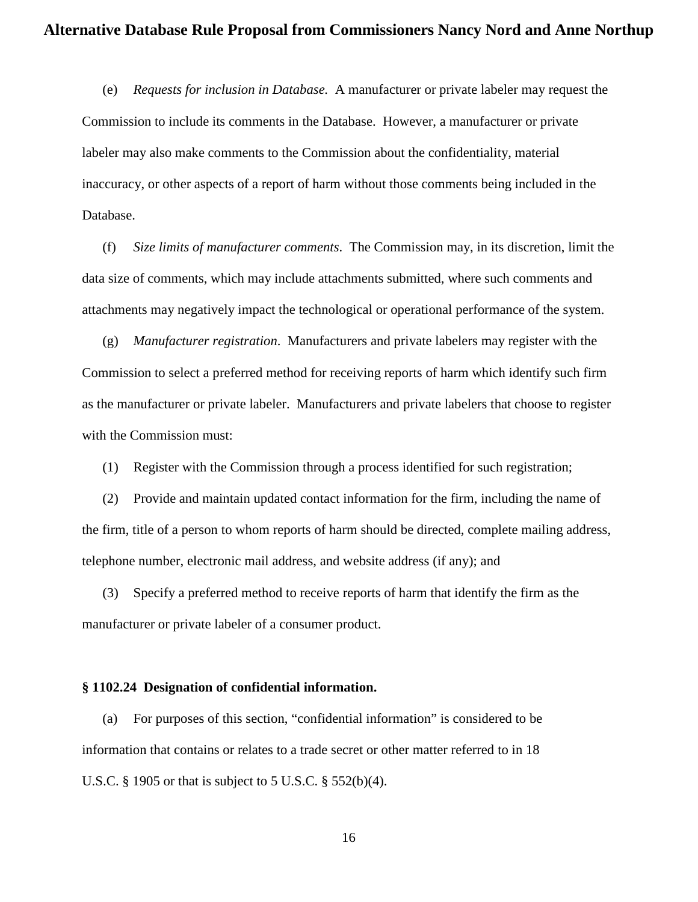(e) *Requests for inclusion in Database.* A manufacturer or private labeler may request the Commission to include its comments in the Database. However, a manufacturer or private labeler may also make comments to the Commission about the confidentiality, material inaccuracy, or other aspects of a report of harm without those comments being included in the Database.

(f) *Size limits of manufacturer comments*. The Commission may, in its discretion, limit the data size of comments, which may include attachments submitted, where such comments and attachments may negatively impact the technological or operational performance of the system.

(g) *Manufacturer registration*. Manufacturers and private labelers may register with the Commission to select a preferred method for receiving reports of harm which identify such firm as the manufacturer or private labeler. Manufacturers and private labelers that choose to register with the Commission must:

(1) Register with the Commission through a process identified for such registration;

(2) Provide and maintain updated contact information for the firm, including the name of the firm, title of a person to whom reports of harm should be directed, complete mailing address, telephone number, electronic mail address, and website address (if any); and

(3) Specify a preferred method to receive reports of harm that identify the firm as the manufacturer or private labeler of a consumer product.

**§ 1102.24 Designation of confidential information.**

(a) For purposes of this section, "confidential information" is considered to be information that contains or relates to a trade secret or other matter referred to in 18 U.S.C. § 1905 or that is subject to 5 U.S.C. § 552(b)(4).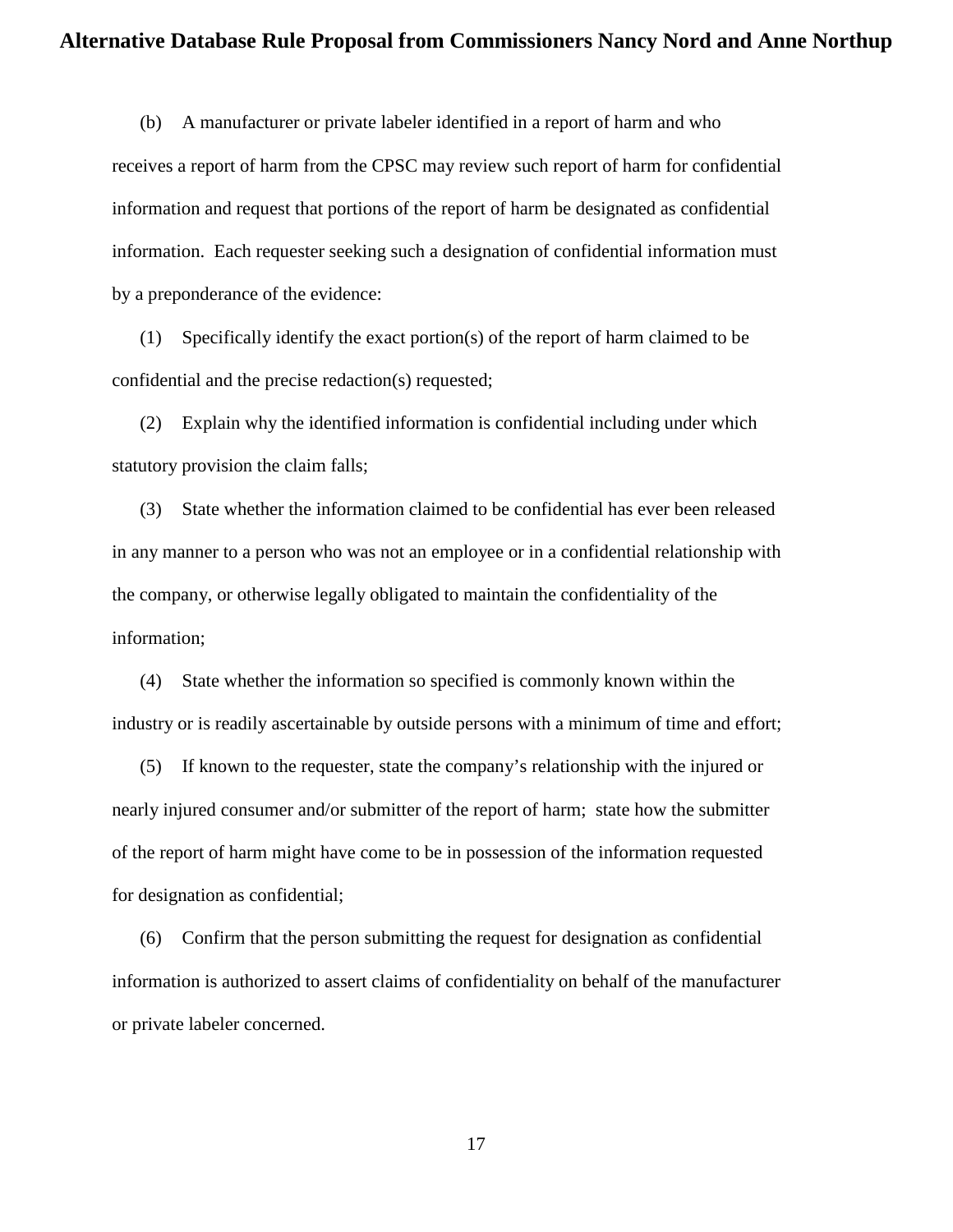(b) A manufacturer or private labeler identified in a report of harm and who receives a report of harm from the CPSC may review such report of harm for confidential information and request that portions of the report of harm be designated as confidential information. Each requester seeking such a designation of confidential information must by a preponderance of the evidence:

(1) Specifically identify the exact portion(s) of the report of harm claimed to be confidential and the precise redaction(s) requested;

(2) Explain why the identified information is confidential including under which statutory provision the claim falls;

(3) State whether the information claimed to be confidential has ever been released in any manner to a person who was not an employee or in a confidential relationship with the company, or otherwise legally obligated to maintain the confidentiality of the information;

(4) State whether the information so specified is commonly known within the industry or is readily ascertainable by outside persons with a minimum of time and effort;

(5) If known to the requester, state the company's relationship with the injured or nearly injured consumer and/or submitter of the report of harm; state how the submitter of the report of harm might have come to be in possession of the information requested for designation as confidential;

(6) Confirm that the person submitting the request for designation as confidential information is authorized to assert claims of confidentiality on behalf of the manufacturer or private labeler concerned.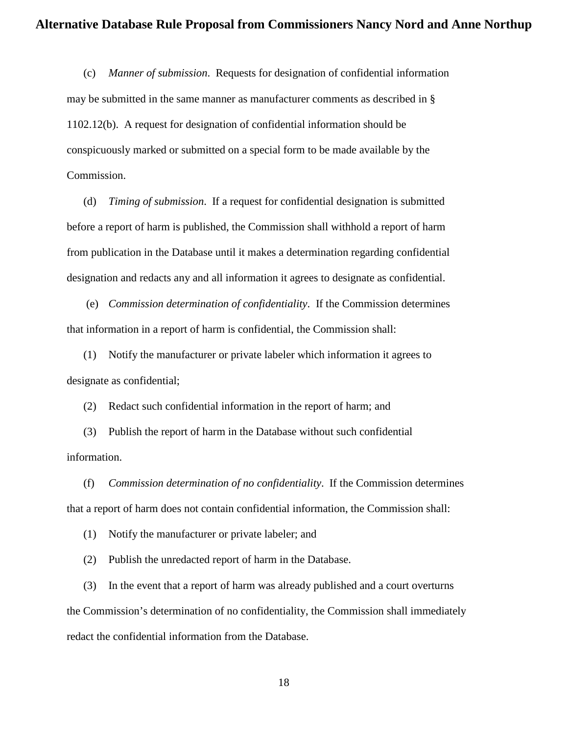(c) *Manner of submission*. Requests for designation of confidential information may be submitted in the same manner as manufacturer comments as described in § 1102.12(b). A request for designation of confidential information should be conspicuously marked or submitted on a special form to be made available by the Commission.

(d) *Timing of submission*. If a request for confidential designation is submitted before a report of harm is published, the Commission shall withhold a report of harm from publication in the Database until it makes a determination regarding confidential designation and redacts any and all information it agrees to designate as confidential.

(e) *Commission determination of confidentiality*. If the Commission determines that information in a report of harm is confidential, the Commission shall:

(1) Notify the manufacturer or private labeler which information it agrees to designate as confidential;

(2) Redact such confidential information in the report of harm; and

(3) Publish the report of harm in the Database without such confidential information.

(f) *Commission determination of no confidentiality*. If the Commission determines that a report of harm does not contain confidential information, the Commission shall:

(1) Notify the manufacturer or private labeler; and

(2) Publish the unredacted report of harm in the Database.

(3) In the event that a report of harm was already published and a court overturns the Commission's determination of no confidentiality, the Commission shall immediately redact the confidential information from the Database.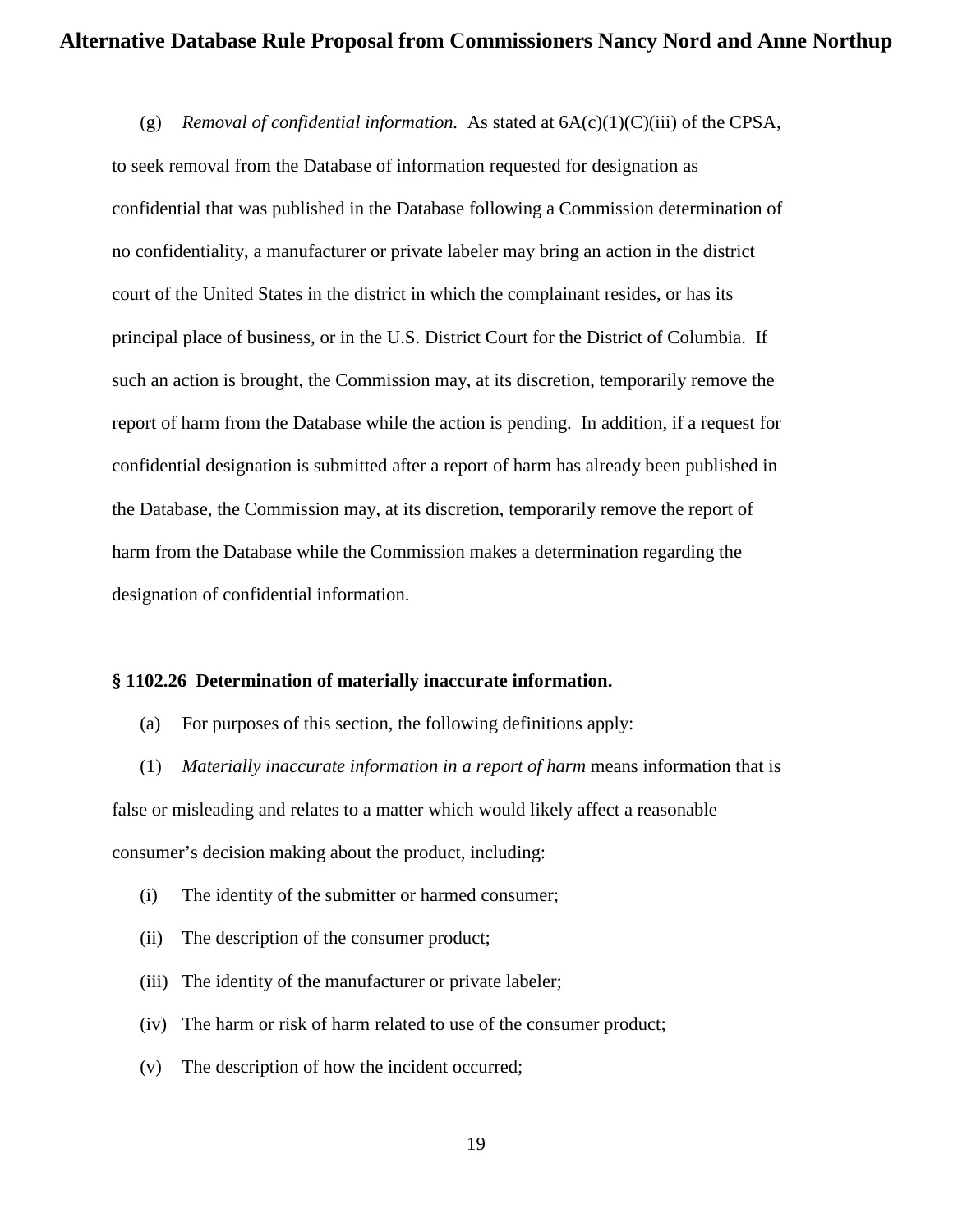(g) *Removal of confidential information.* As stated at 6A(c)(1)(C)(iii) of the CPSA, to seek removal from the Database of information requested for designation as confidential that was published in the Database following a Commission determination of no confidentiality, a manufacturer or private labeler may bring an action in the district court of the United States in the district in which the complainant resides, or has its principal place of business, or in the U.S. District Court for the District of Columbia. If such an action is brought, the Commission may, at its discretion, temporarily remove the report of harm from the Database while the action is pending. In addition, if a request for confidential designation is submitted after a report of harm has already been published in the Database, the Commission may, at its discretion, temporarily remove the report of harm from the Database while the Commission makes a determination regarding the designation of confidential information.

**§ 1102.26 Determination of materially inaccurate information.**

(a) For purposes of this section, the following definitions apply:

(1) *Materially inaccurate information in a report of harm* means information that is false or misleading and relates to a matter which would likely affect a reasonable consumer's decision making about the product, including:

(i) The identity of the submitter or harmed consumer;

(ii) The description of the consumer product;

(iii) The identity of the manufacturer or private labeler;

(iv) The harm or risk of harm related to use of the consumer product;

(v) The description of how the incident occurred;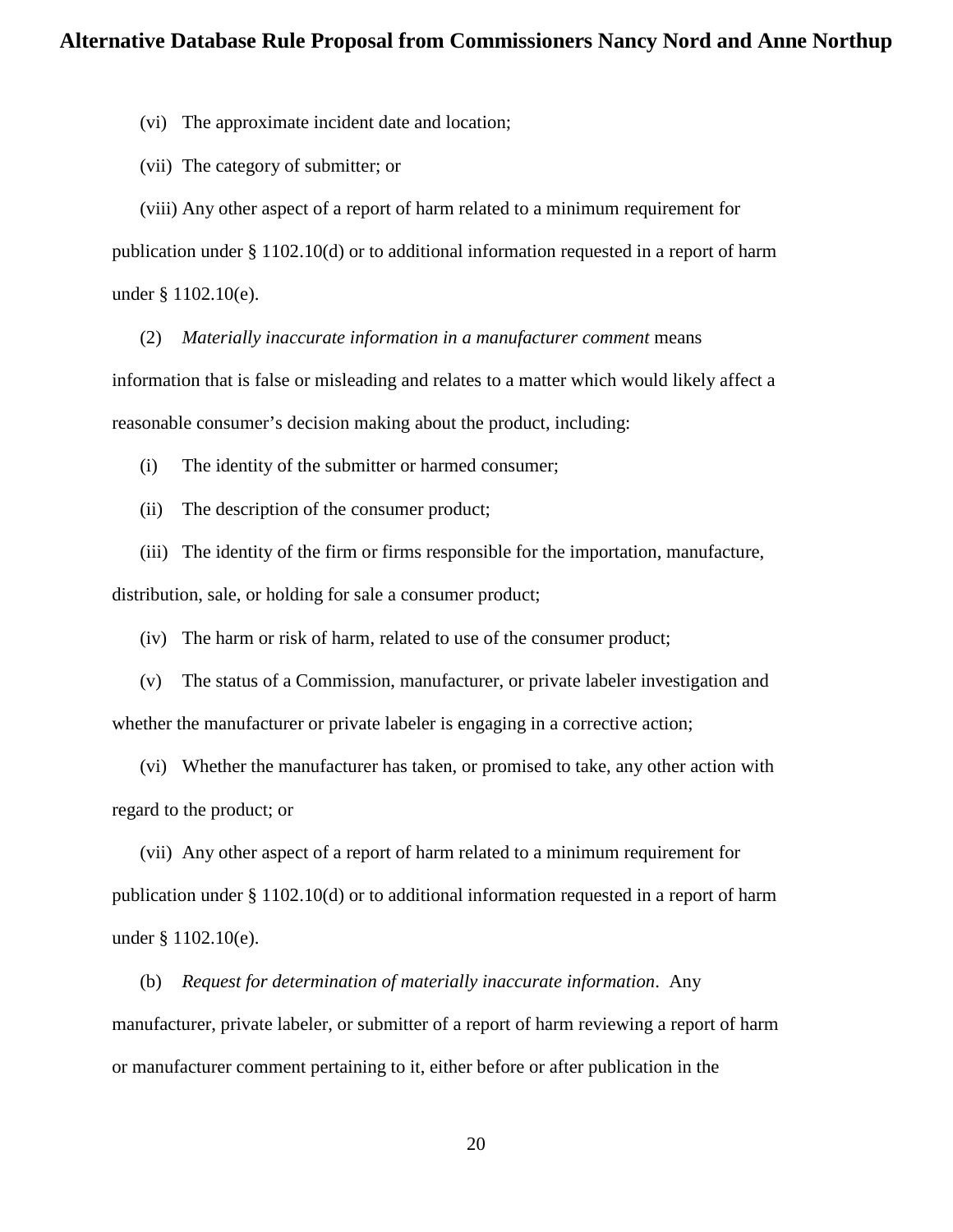(vi) The approximate incident date and location;

(vii) The category of submitter; or

(viii) Any other aspect of a report of harm related to a minimum requirement for publication under § 1102.10(d) or to additional information requested in a report of harm under § 1102.10(e).

(2) *Materially inaccurate information in a manufacturer comment* means information that is false or misleading and relates to a matter which would likely affect a reasonable consumer's decision making about the product, including:

(i) The identity of the submitter or harmed consumer;

(ii) The description of the consumer product;

(iii) The identity of the firm or firms responsible for the importation, manufacture, distribution, sale, or holding for sale a consumer product;

(iv) The harm or risk of harm, related to use of the consumer product;

(v) The status of a Commission, manufacturer, or private labeler investigation and whether the manufacturer or private labeler is engaging in a corrective action;

(vi) Whether the manufacturer has taken, or promised to take, any other action with regard to the product; or

(vii) Any other aspect of a report of harm related to a minimum requirement for publication under § 1102.10(d) or to additional information requested in a report of harm under § 1102.10(e).

(b) *Request for determination of materially inaccurate information*. Any manufacturer, private labeler, or submitter of a report of harm reviewing a report of harm or manufacturer comment pertaining to it, either before or after publication in the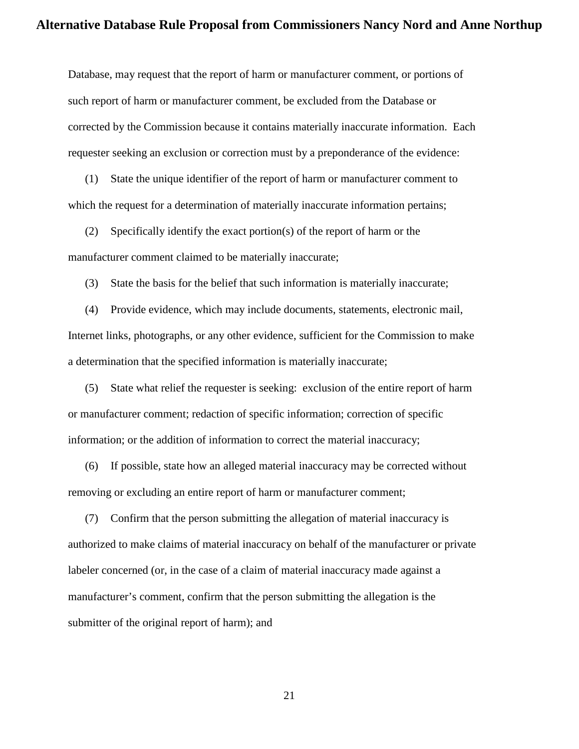Database, may request that the report of harm or manufacturer comment, or portions of such report of harm or manufacturer comment, be excluded from the Database or corrected by the Commission because it contains materially inaccurate information. Each requester seeking an exclusion or correction must by a preponderance of the evidence:

(1) State the unique identifier of the report of harm or manufacturer comment to which the request for a determination of materially inaccurate information pertains;

(2) Specifically identify the exact portion(s) of the report of harm or the manufacturer comment claimed to be materially inaccurate;

(3) State the basis for the belief that such information is materially inaccurate;

(4) Provide evidence, which may include documents, statements, electronic mail, Internet links, photographs, or any other evidence, sufficient for the Commission to make a determination that the specified information is materially inaccurate;

(5) State what relief the requester is seeking: exclusion of the entire report of harm or manufacturer comment; redaction of specific information; correction of specific information; or the addition of information to correct the material inaccuracy;

(6) If possible, state how an alleged material inaccuracy may be corrected without removing or excluding an entire report of harm or manufacturer comment;

(7) Confirm that the person submitting the allegation of material inaccuracy is authorized to make claims of material inaccuracy on behalf of the manufacturer or private labeler concerned (or, in the case of a claim of material inaccuracy made against a manufacturer's comment, confirm that the person submitting the allegation is the submitter of the original report of harm); and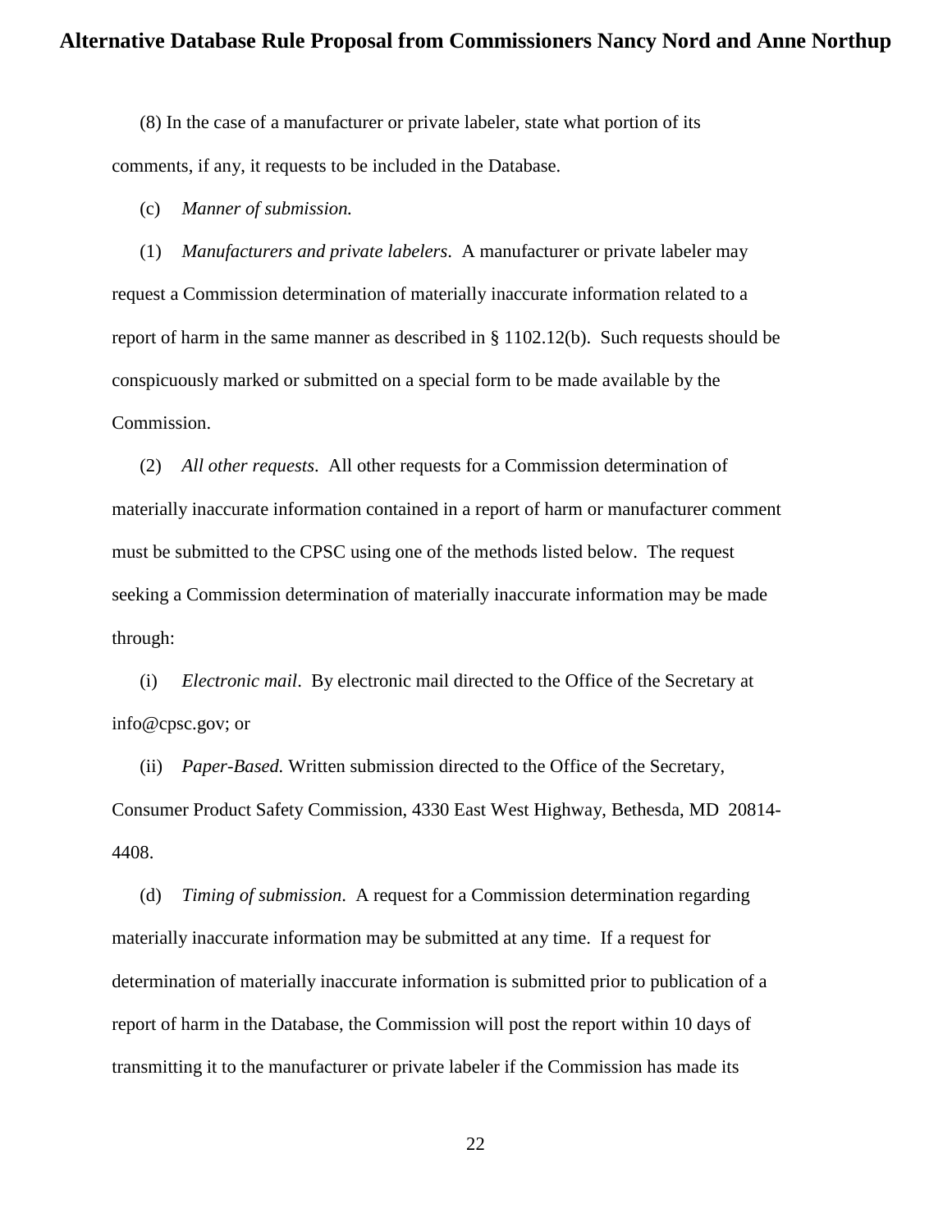(8) In the case of a manufacturer or private labeler, state what portion of its comments, if any, it requests to be included in the Database.

(c) *Manner of submission.*

(1) *Manufacturers and private labelers*. A manufacturer or private labeler may request a Commission determination of materially inaccurate information related to a report of harm in the same manner as described in § 1102.12(b). Such requests should be conspicuously marked or submitted on a special form to be made available by the Commission.

(2) *All other requests*. All other requests for a Commission determination of materially inaccurate information contained in a report of harm or manufacturer comment must be submitted to the CPSC using one of the methods listed below. The request seeking a Commission determination of materially inaccurate information may be made through:

(i) *Electronic mail*. By electronic mail directed to the Office of the Secretary at info@cpsc.gov; or

(ii) *Paper-Based.* Written submission directed to the Office of the Secretary, Consumer Product Safety Commission, 4330 East West Highway, Bethesda, MD 20814-4408.

(d) *Timing of submission*. A request for a Commission determination regarding materially inaccurate information may be submitted at any time. If a request for determination of materially inaccurate information is submitted prior to publication of a report of harm in the Database, the Commission will post the report within 10 days of transmitting it to the manufacturer or private labeler if the Commission has made its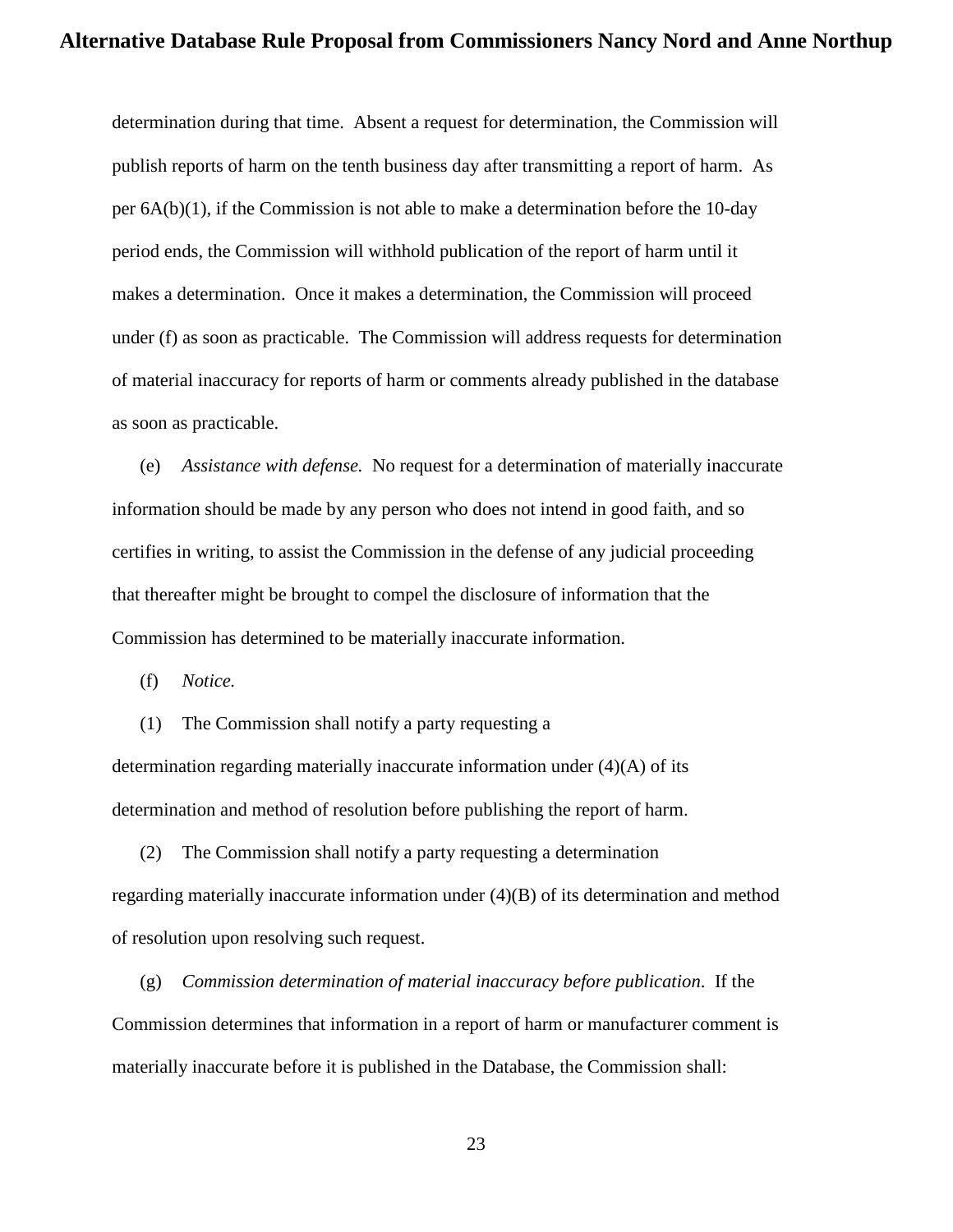determination during that time. Absent a request for determination, the Commission will publish reports of harm on the tenth business day after transmitting a report of harm. As per 6A(b)(1), if the Commission is not able to make a determination before the 10-day period ends, the Commission will withhold publication of the report of harm until it makes a determination. Once it makes a determination, the Commission will proceed under (f) as soon as practicable. The Commission will address requests for determination of material inaccuracy for reports of harm or comments already published in the database as soon as practicable.

(e) *Assistance with defense.* No request for a determination of materially inaccurate information should be made by any person who does not intend in good faith, and so certifies in writing, to assist the Commission in the defense of any judicial proceeding that thereafter might be brought to compel the disclosure of information that the Commission has determined to be materially inaccurate information.

(f) *Notice.*

(1) The Commission shall notify a party requesting a determination regarding materially inaccurate information under (4)(A) of its determination and method of resolution before publishing the report of harm.

(2) The Commission shall notify a party requesting a determination regarding materially inaccurate information under (4)(B) of its determination and method of resolution upon resolving such request.

(g) *Commission determination of material inaccuracy before publication*. If the Commission determines that information in a report of harm or manufacturer comment is materially inaccurate before it is published in the Database, the Commission shall: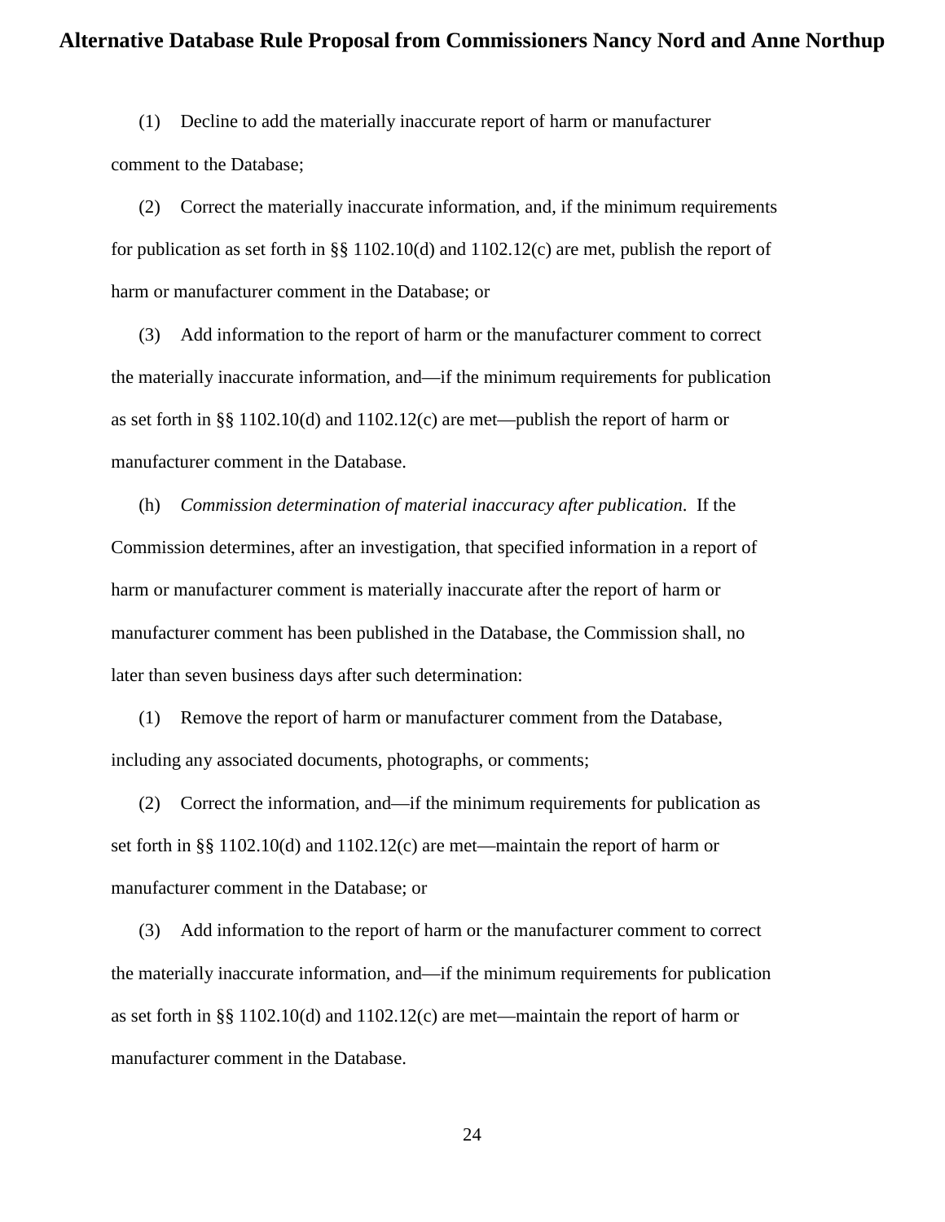(1) Decline to add the materially inaccurate report of harm or manufacturer comment to the Database;

(2) Correct the materially inaccurate information, and, if the minimum requirements for publication as set forth in §§ 1102.10(d) and 1102.12(c) are met, publish the report of harm or manufacturer comment in the Database; or

(3) Add information to the report of harm or the manufacturer comment to correct the materially inaccurate information, and—if the minimum requirements for publication as set forth in §§ 1102.10(d) and 1102.12(c) are met—publish the report of harm or manufacturer comment in the Database.

(h) *Commission determination of material inaccuracy after publication.* If the Commission determines, after an investigation, that specified information in a report of harm or manufacturer comment is materially inaccurate after the report of harm or manufacturer comment has been published in the Database, the Commission shall, no later than seven business days after such determination:

(1) Remove the report of harm or manufacturer comment from the Database, including any associated documents, photographs, or comments;

(2) Correct the information, and—if the minimum requirements for publication as set forth in §§ 1102.10(d) and 1102.12(c) are met—maintain the report of harm or manufacturer comment in the Database; or

(3) Add information to the report of harm or the manufacturer comment to correct the materially inaccurate information, and—if the minimum requirements for publication as set forth in §§ 1102.10(d) and 1102.12(c) are met—maintain the report of harm or manufacturer comment in the Database.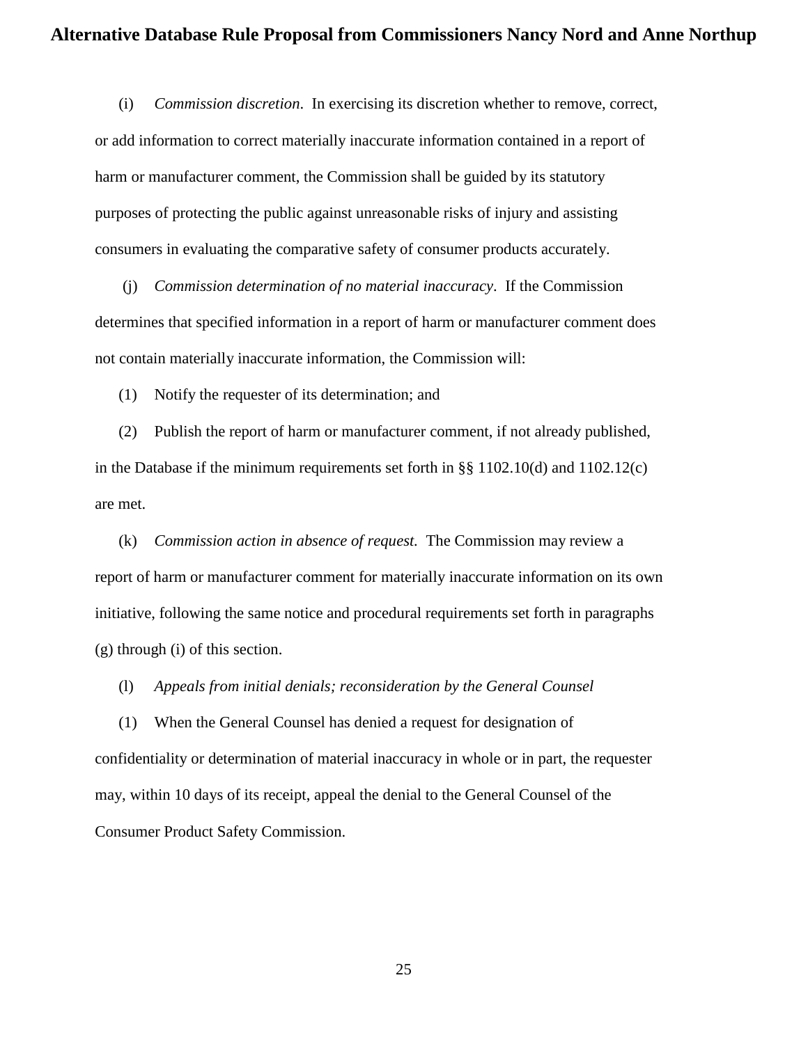(i) *Commission discretion*. In exercising its discretion whether to remove, correct, or add information to correct materially inaccurate information contained in a report of harm or manufacturer comment, the Commission shall be guided by its statutory purposes of protecting the public against unreasonable risks of injury and assisting consumers in evaluating the comparative safety of consumer products accurately.

(j) *Commission determination of no material inaccuracy*. If the Commission determines that specified information in a report of harm or manufacturer comment does not contain materially inaccurate information, the Commission will:

(1) Notify the requester of its determination; and

(2) Publish the report of harm or manufacturer comment, if not already published, in the Database if the minimum requirements set forth in §§ 1102.10(d) and 1102.12(c) are met.

(k) *Commission action in absence of request.* The Commission may review a report of harm or manufacturer comment for materially inaccurate information on its own initiative, following the same notice and procedural requirements set forth in paragraphs (g) through (i) of this section.

(l) *Appeals from initial denials; reconsideration by the General Counsel*

(1) When the General Counsel has denied a request for designation of confidentiality or determination of material inaccuracy in whole or in part, the requester may, within 10 days of its receipt, appeal the denial to the General Counsel of the Consumer Product Safety Commission.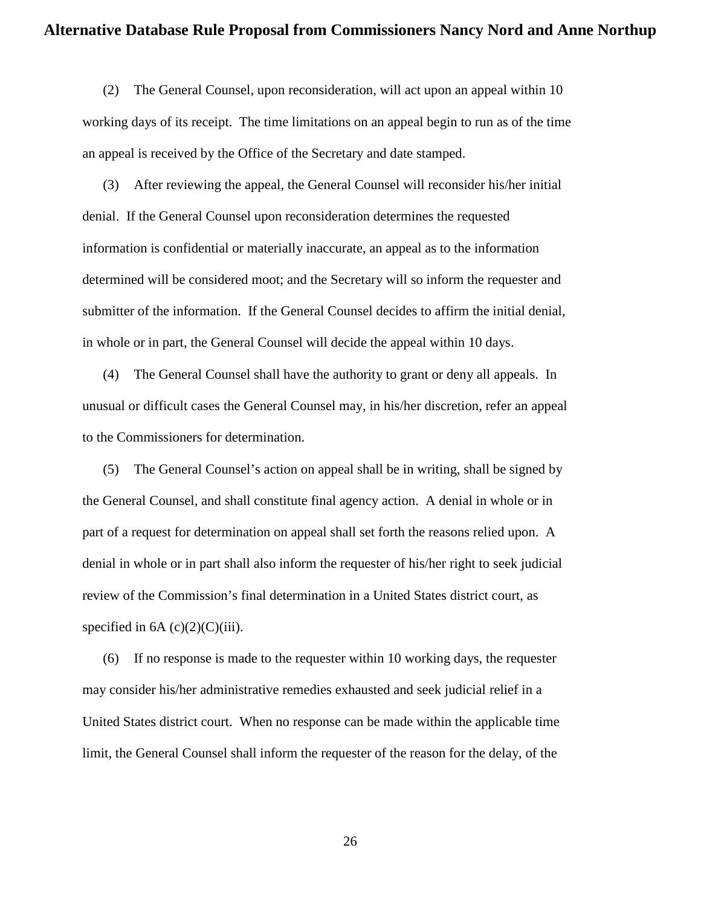(2) The General Counsel, upon reconsideration, will act upon an appeal within 10 working days of its receipt. The time limitations on an appeal begin to run as of the time an appeal is received by the Office of the Secretary and date stamped.

(3) After reviewing the appeal, the General Counsel will reconsider his/her initial denial. If the General Counsel upon reconsideration determines the requested information is confidential or materially inaccurate, an appeal as to the information determined will be considered moot; and the Secretary will so inform the requester and submitter of the information. If the General Counsel decides to affirm the initial denial, in whole or in part, the General Counsel will decide the appeal within 10 days.

(4) The General Counsel shall have the authority to grant or deny all appeals. In unusual or difficult cases the General Counsel may, in his/her discretion, refer an appeal to the Commissioners for determination.

(5) The General Counsel's action on appeal shall be in writing, shall be signed by the General Counsel, and shall constitute final agency action. A denial in whole or in part of a request for determination on appeal shall set forth the reasons relied upon. A denial in whole or in part shall also inform the requester of his/her right to seek judicial review of the Commission's final determination in a United States district court, as specified in 6A (c)(2)(C)(iii).

(6) If no response is made to the requester within 10 working days, the requester may consider his/her administrative remedies exhausted and seek judicial relief in a United States district court. When no response can be made within the applicable time limit, the General Counsel shall inform the requester of the reason for the delay, of the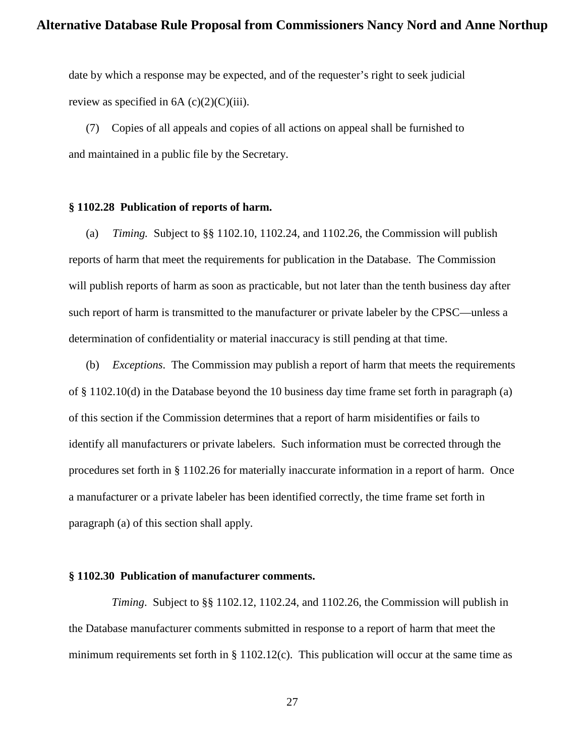date by which a response may be expected, and of the requester's right to seek judicial review as specified in 6A (c)(2)(C)(iii).

(7) Copies of all appeals and copies of all actions on appeal shall be furnished to and maintained in a public file by the Secretary.

**§ 1102.28 Publication of reports of harm.**

(a) *Timing.* Subject to §§ 1102.10, 1102.24, and 1102.26, the Commission will publish reports of harm that meet the requirements for publication in the Database. The Commission will publish reports of harm as soon as practicable, but not later than the tenth business day after such report of harm is transmitted to the manufacturer or private labeler by the CPSC—unless a determination of confidentiality or material inaccuracy is still pending at that time.

(b) *Exceptions*. The Commission may publish a report of harm that meets the requirements of § 1102.10(d) in the Database beyond the 10 business day time frame set forth in paragraph (a) of this section if the Commission determines that a report of harm misidentifies or fails to identify all manufacturers or private labelers. Such information must be corrected through the procedures set forth in § 1102.26 for materially inaccurate information in a report of harm. Once a manufacturer or a private labeler has been identified correctly, the time frame set forth in paragraph (a) of this section shall apply.

**§ 1102.30 Publication of manufacturer comments.**

*Timing*. Subject to §§ 1102.12, 1102.24, and 1102.26, the Commission will publish in the Database manufacturer comments submitted in response to a report of harm that meet the minimum requirements set forth in § 1102.12(c). This publication will occur at the same time as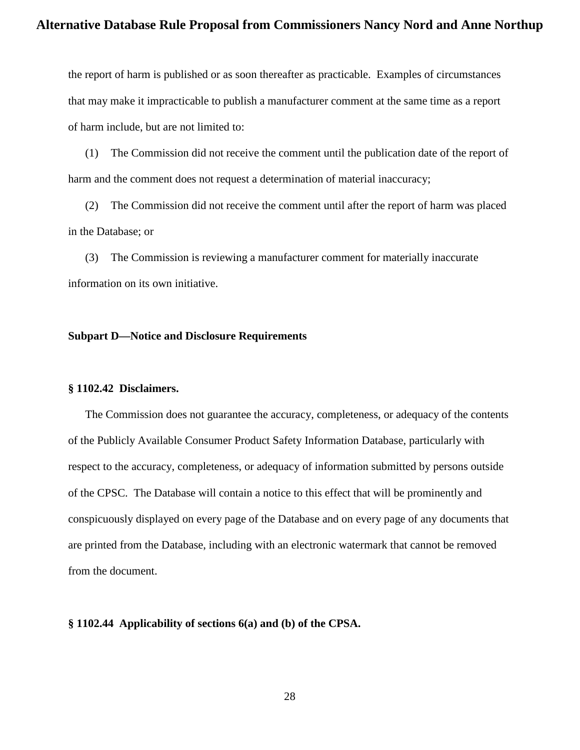the report of harm is published or as soon thereafter as practicable. Examples of circumstances that may make it impracticable to publish a manufacturer comment at the same time as a report of harm include, but are not limited to:

(1) The Commission did not receive the comment until the publication date of the report of harm and the comment does not request a determination of material inaccuracy;

(2) The Commission did not receive the comment until after the report of harm was placed in the Database; or

(3) The Commission is reviewing a manufacturer comment for materially inaccurate information on its own initiative.

**Subpart D—Notice and Disclosure Requirements**

**§ 1102.42 Disclaimers.**

The Commission does not guarantee the accuracy, completeness, or adequacy of the contents of the Publicly Available Consumer Product Safety Information Database, particularly with respect to the accuracy, completeness, or adequacy of information submitted by persons outside of the CPSC. The Database will contain a notice to this effect that will be prominently and conspicuously displayed on every page of the Database and on every page of any documents that are printed from the Database, including with an electronic watermark that cannot be removed from the document.

**§ 1102.44 Applicability of sections 6(a) and (b) of the CPSA.**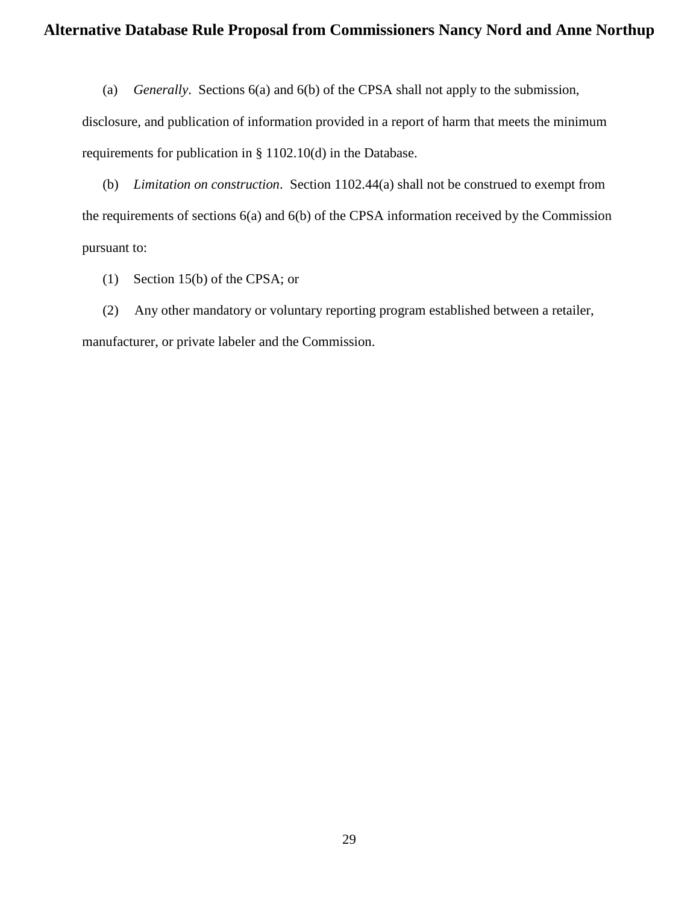(a) *Generally*. Sections 6(a) and 6(b) of the CPSA shall not apply to the submission, disclosure, and publication of information provided in a report of harm that meets the minimum requirements for publication in § 1102.10(d) in the Database.

(b) *Limitation on construction*. Section 1102.44(a) shall not be construed to exempt from the requirements of sections 6(a) and 6(b) of the CPSA information received by the Commission pursuant to:

(1) Section 15(b) of the CPSA; or

(2) Any other mandatory or voluntary reporting program established between a retailer, manufacturer, or private labeler and the Commission.